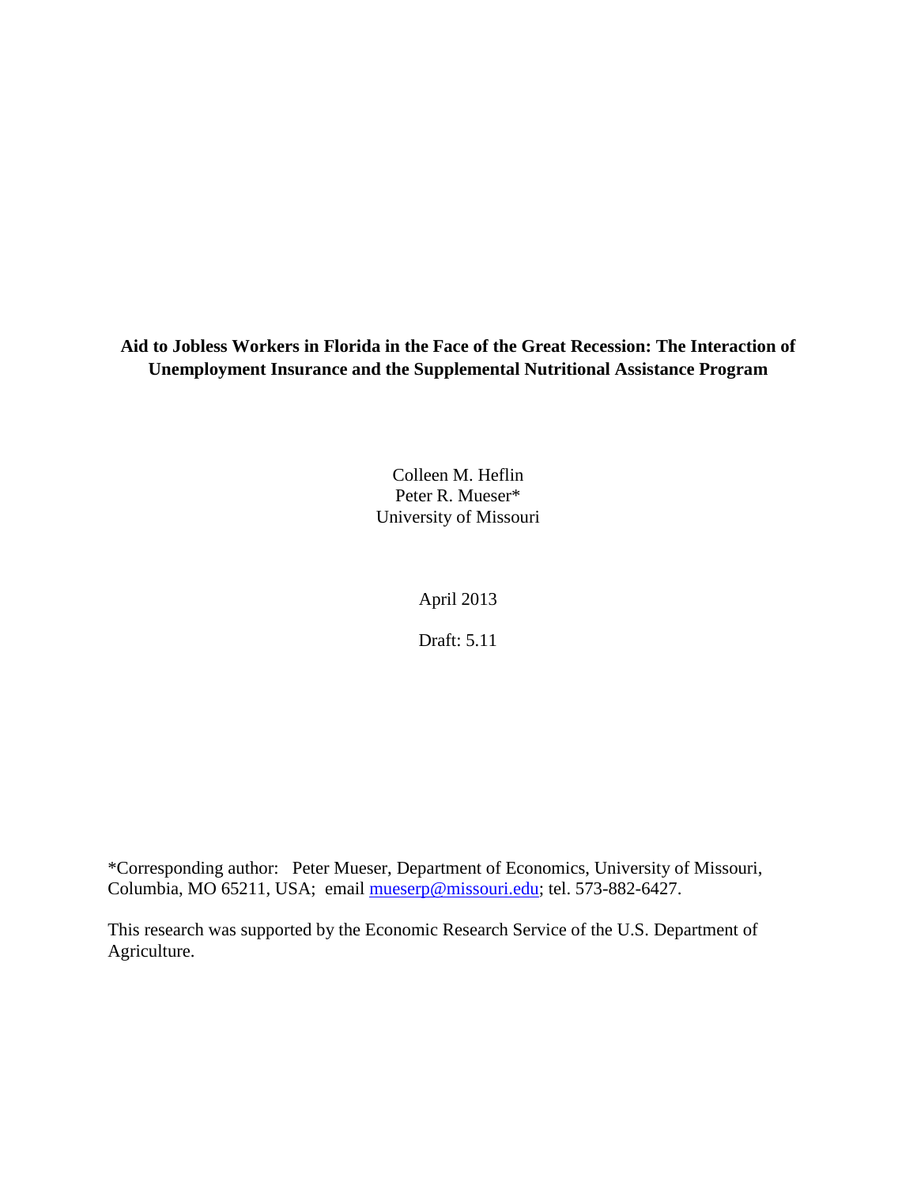# Aid to Jobless Workers in Florida in the Face of the Great Recession: The Interaction of Unemployment Insurance and the Supplemental Nutritional Assistance Program

Colleen M. Heflin
Peter R. Mueser*
University of Missouri

April 2013

Draft: 5.11

*Corresponding author: Peter Mueser, Department of Economics, University of Missouri, Columbia, MO 65211, USA; email mueserp@missouri.edu; tel. 573-882-6427.

This research was supported by the Economic Research Service of the U.S. Department of Agriculture.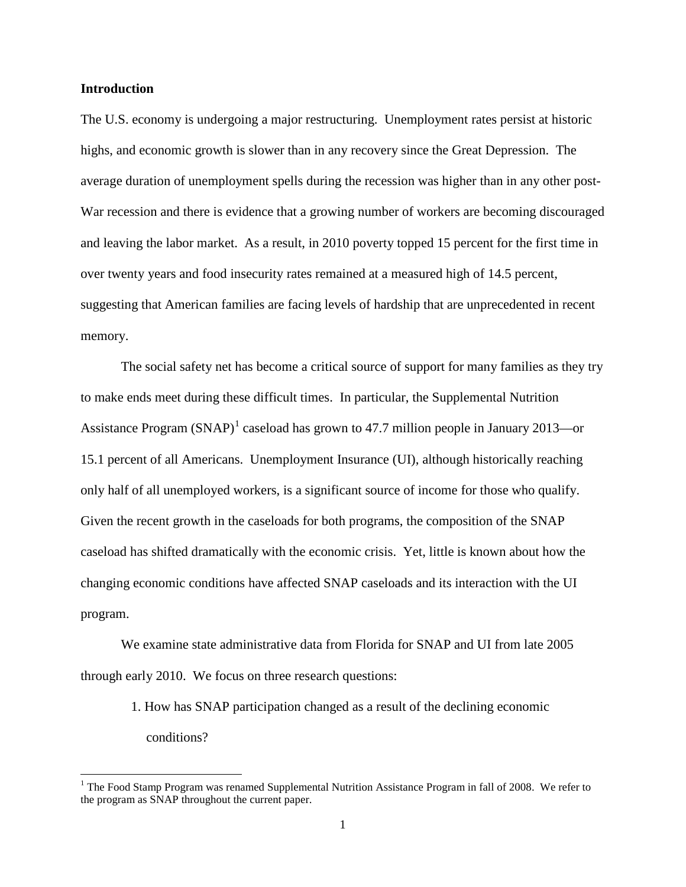**Introduction**

The U.S. economy is undergoing a major restructuring. Unemployment rates persist at historic highs, and economic growth is slower than in any recovery since the Great Depression. The average duration of unemployment spells during the recession was higher than in any other post-War recession and there is evidence that a growing number of workers are becoming discouraged and leaving the labor market. As a result, in 2010 poverty topped 15 percent for the first time in over twenty years and food insecurity rates remained at a measured high of 14.5 percent, suggesting that American families are facing levels of hardship that are unprecedented in recent memory.

The social safety net has become a critical source of support for many families as they try to make ends meet during these difficult times. In particular, the Supplemental Nutrition Assistance Program (SNAP)[1] caseload has grown to 47.7 million people in January 2013—or 15.1 percent of all Americans. Unemployment Insurance (UI), although historically reaching only half of all unemployed workers, is a significant source of income for those who qualify. Given the recent growth in the caseloads for both programs, the composition of the SNAP caseload has shifted dramatically with the economic crisis. Yet, little is known about how the changing economic conditions have affected SNAP caseloads and its interaction with the UI program.

We examine state administrative data from Florida for SNAP and UI from late 2005 through early 2010. We focus on three research questions:

1. How has SNAP participation changed as a result of the declining economic conditions?

[1] The Food Stamp Program was renamed Supplemental Nutrition Assistance Program in fall of 2008. We refer to the program as SNAP throughout the current paper.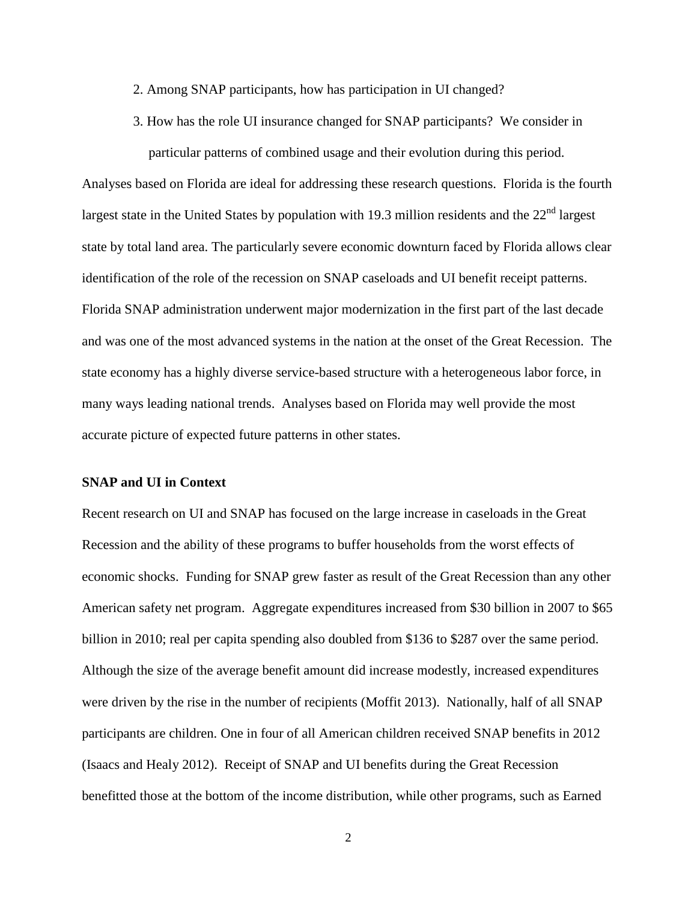2. Among SNAP participants, how has participation in UI changed?
3. How has the role UI insurance changed for SNAP participants? We consider in particular patterns of combined usage and their evolution during this period.

Analyses based on Florida are ideal for addressing these research questions. Florida is the fourth largest state in the United States by population with 19.3 million residents and the 22nd largest state by total land area. The particularly severe economic downturn faced by Florida allows clear identification of the role of the recession on SNAP caseloads and UI benefit receipt patterns. Florida SNAP administration underwent major modernization in the first part of the last decade and was one of the most advanced systems in the nation at the onset of the Great Recession. The state economy has a highly diverse service-based structure with a heterogeneous labor force, in many ways leading national trends. Analyses based on Florida may well provide the most accurate picture of expected future patterns in other states.

**SNAP and UI in Context**

Recent research on UI and SNAP has focused on the large increase in caseloads in the Great Recession and the ability of these programs to buffer households from the worst effects of economic shocks. Funding for SNAP grew faster as result of the Great Recession than any other American safety net program. Aggregate expenditures increased from $30 billion in 2007 to $65 billion in 2010; real per capita spending also doubled from $136 to $287 over the same period. Although the size of the average benefit amount did increase modestly, increased expenditures were driven by the rise in the number of recipients (Moffit 2013). Nationally, half of all SNAP participants are children. One in four of all American children received SNAP benefits in 2012 (Isaacs and Healy 2012). Receipt of SNAP and UI benefits during the Great Recession benefitted those at the bottom of the income distribution, while other programs, such as Earned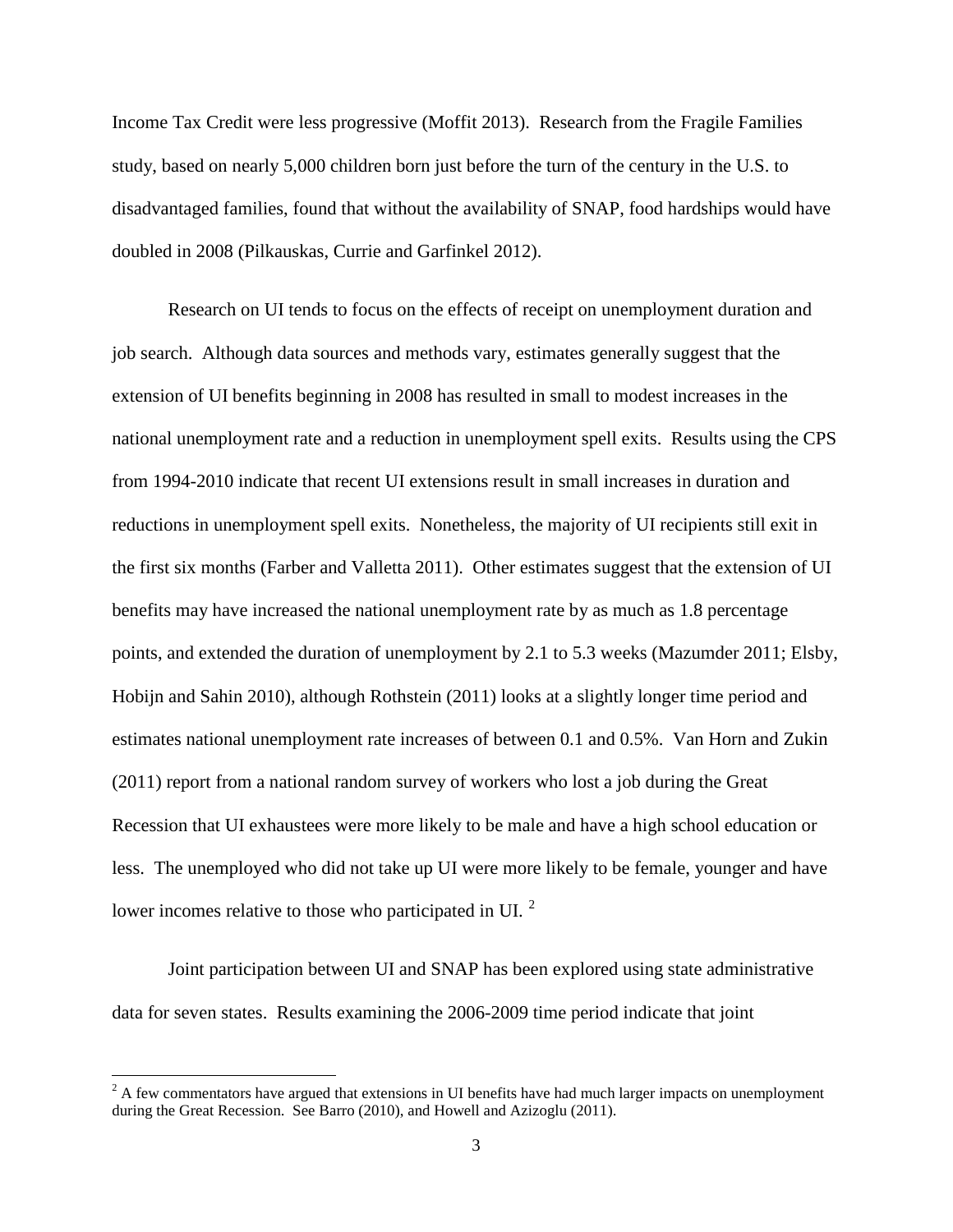Income Tax Credit were less progressive (Moffit 2013). Research from the Fragile Families study, based on nearly 5,000 children born just before the turn of the century in the U.S. to disadvantaged families, found that without the availability of SNAP, food hardships would have doubled in 2008 (Pilkauskas, Currie and Garfinkel 2012).

Research on UI tends to focus on the effects of receipt on unemployment duration and job search. Although data sources and methods vary, estimates generally suggest that the extension of UI benefits beginning in 2008 has resulted in small to modest increases in the national unemployment rate and a reduction in unemployment spell exits. Results using the CPS from 1994-2010 indicate that recent UI extensions result in small increases in duration and reductions in unemployment spell exits. Nonetheless, the majority of UI recipients still exit in the first six months (Farber and Valletta 2011). Other estimates suggest that the extension of UI benefits may have increased the national unemployment rate by as much as 1.8 percentage points, and extended the duration of unemployment by 2.1 to 5.3 weeks (Mazumder 2011; Elsby, Hobijn and Sahin 2010), although Rothstein (2011) looks at a slightly longer time period and estimates national unemployment rate increases of between 0.1 and 0.5%. Van Horn and Zukin (2011) report from a national random survey of workers who lost a job during the Great Recession that UI exhaustees were more likely to be male and have a high school education or less. The unemployed who did not take up UI were more likely to be female, younger and have lower incomes relative to those who participated in UI. [2]

Joint participation between UI and SNAP has been explored using state administrative data for seven states. Results examining the 2006-2009 time period indicate that joint

[2] A few commentators have argued that extensions in UI benefits have had much larger impacts on unemployment during the Great Recession. See Barro (2010), and Howell and Azizoglu (2011).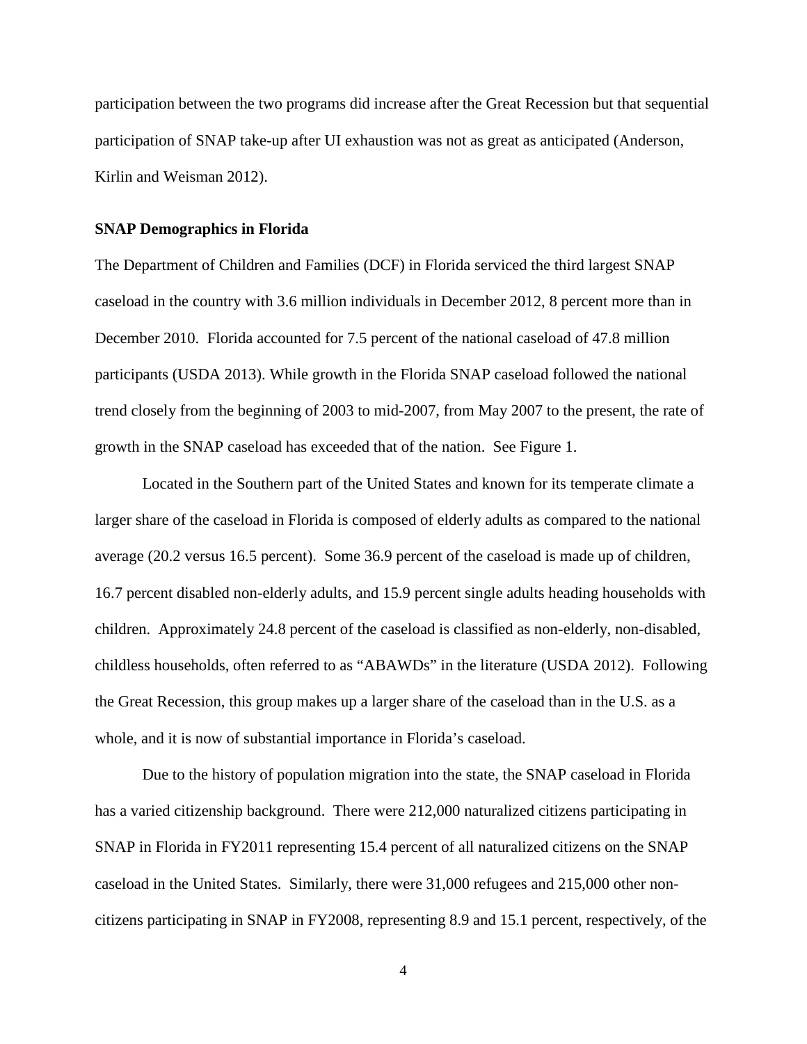participation between the two programs did increase after the Great Recession but that sequential participation of SNAP take-up after UI exhaustion was not as great as anticipated (Anderson, Kirlin and Weisman 2012).

**SNAP Demographics in Florida**

The Department of Children and Families (DCF) in Florida serviced the third largest SNAP caseload in the country with 3.6 million individuals in December 2012, 8 percent more than in December 2010. Florida accounted for 7.5 percent of the national caseload of 47.8 million participants (USDA 2013). While growth in the Florida SNAP caseload followed the national trend closely from the beginning of 2003 to mid-2007, from May 2007 to the present, the rate of growth in the SNAP caseload has exceeded that of the nation. See Figure 1.

Located in the Southern part of the United States and known for its temperate climate a larger share of the caseload in Florida is composed of elderly adults as compared to the national average (20.2 versus 16.5 percent). Some 36.9 percent of the caseload is made up of children, 16.7 percent disabled non-elderly adults, and 15.9 percent single adults heading households with children. Approximately 24.8 percent of the caseload is classified as non-elderly, non-disabled, childless households, often referred to as "ABAWDs" in the literature (USDA 2012). Following the Great Recession, this group makes up a larger share of the caseload than in the U.S. as a whole, and it is now of substantial importance in Florida's caseload.

Due to the history of population migration into the state, the SNAP caseload in Florida has a varied citizenship background. There were 212,000 naturalized citizens participating in SNAP in Florida in FY2011 representing 15.4 percent of all naturalized citizens on the SNAP caseload in the United States. Similarly, there were 31,000 refugees and 215,000 other non-citizens participating in SNAP in FY2008, representing 8.9 and 15.1 percent, respectively, of the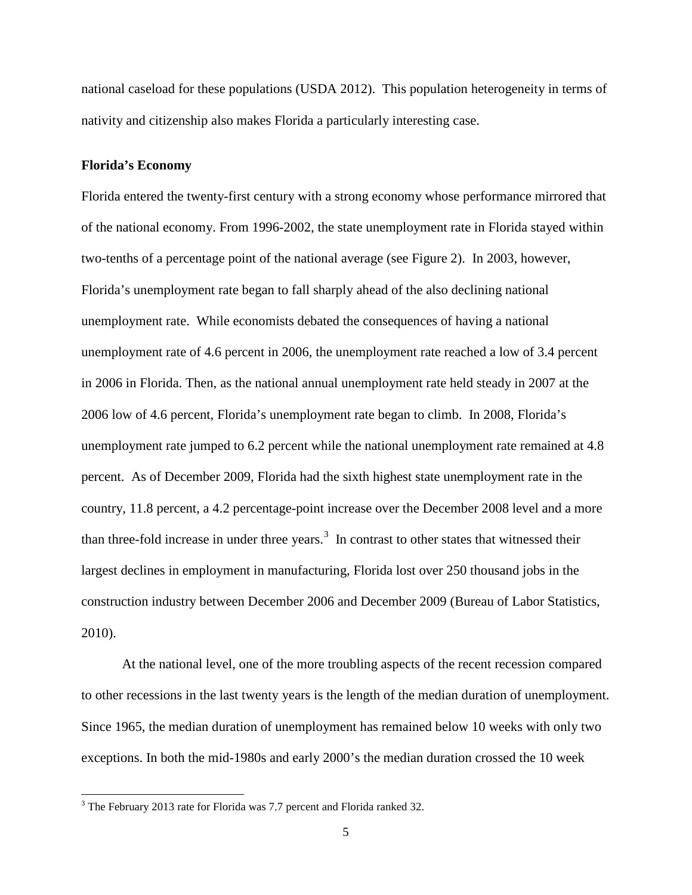national caseload for these populations (USDA 2012). This population heterogeneity in terms of nativity and citizenship also makes Florida a particularly interesting case.

**Florida's Economy**

Florida entered the twenty-first century with a strong economy whose performance mirrored that of the national economy. From 1996-2002, the state unemployment rate in Florida stayed within two-tenths of a percentage point of the national average (see Figure 2). In 2003, however, Florida's unemployment rate began to fall sharply ahead of the also declining national unemployment rate. While economists debated the consequences of having a national unemployment rate of 4.6 percent in 2006, the unemployment rate reached a low of 3.4 percent in 2006 in Florida. Then, as the national annual unemployment rate held steady in 2007 at the 2006 low of 4.6 percent, Florida's unemployment rate began to climb. In 2008, Florida's unemployment rate jumped to 6.2 percent while the national unemployment rate remained at 4.8 percent. As of December 2009, Florida had the sixth highest state unemployment rate in the country, 11.8 percent, a 4.2 percentage-point increase over the December 2008 level and a more than three-fold increase in under three years.[3] In contrast to other states that witnessed their largest declines in employment in manufacturing, Florida lost over 250 thousand jobs in the construction industry between December 2006 and December 2009 (Bureau of Labor Statistics, 2010).

At the national level, one of the more troubling aspects of the recent recession compared to other recessions in the last twenty years is the length of the median duration of unemployment. Since 1965, the median duration of unemployment has remained below 10 weeks with only two exceptions. In both the mid-1980s and early 2000's the median duration crossed the 10 week

[3] The February 2013 rate for Florida was 7.7 percent and Florida ranked 32.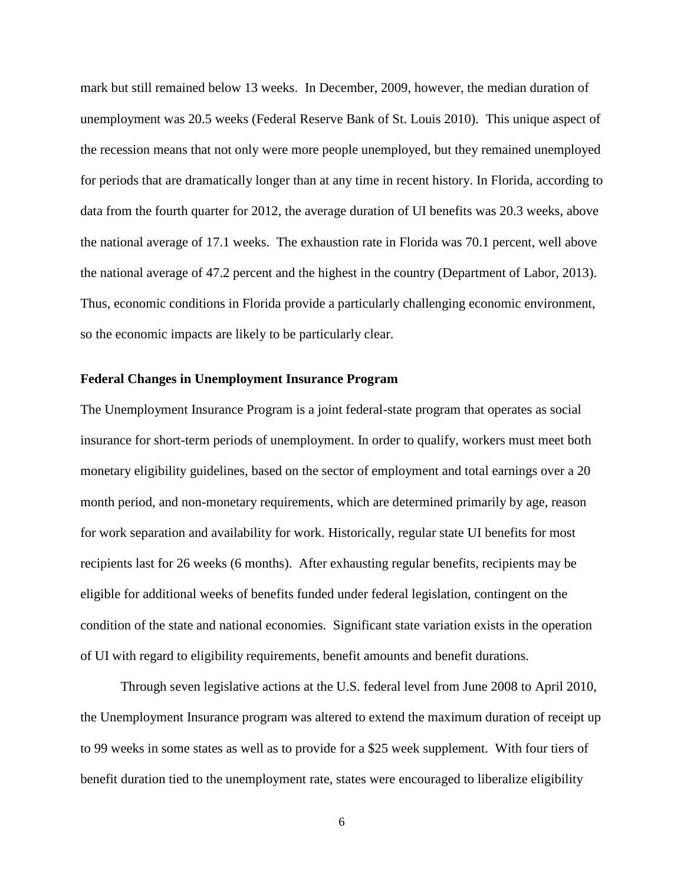mark but still remained below 13 weeks. In December, 2009, however, the median duration of unemployment was 20.5 weeks (Federal Reserve Bank of St. Louis 2010). This unique aspect of the recession means that not only were more people unemployed, but they remained unemployed for periods that are dramatically longer than at any time in recent history. In Florida, according to data from the fourth quarter for 2012, the average duration of UI benefits was 20.3 weeks, above the national average of 17.1 weeks. The exhaustion rate in Florida was 70.1 percent, well above the national average of 47.2 percent and the highest in the country (Department of Labor, 2013). Thus, economic conditions in Florida provide a particularly challenging economic environment, so the economic impacts are likely to be particularly clear.

**Federal Changes in Unemployment Insurance Program**

The Unemployment Insurance Program is a joint federal-state program that operates as social insurance for short-term periods of unemployment. In order to qualify, workers must meet both monetary eligibility guidelines, based on the sector of employment and total earnings over a 20 month period, and non-monetary requirements, which are determined primarily by age, reason for work separation and availability for work. Historically, regular state UI benefits for most recipients last for 26 weeks (6 months). After exhausting regular benefits, recipients may be eligible for additional weeks of benefits funded under federal legislation, contingent on the condition of the state and national economies. Significant state variation exists in the operation of UI with regard to eligibility requirements, benefit amounts and benefit durations.

Through seven legislative actions at the U.S. federal level from June 2008 to April 2010, the Unemployment Insurance program was altered to extend the maximum duration of receipt up to 99 weeks in some states as well as to provide for a $25 week supplement. With four tiers of benefit duration tied to the unemployment rate, states were encouraged to liberalize eligibility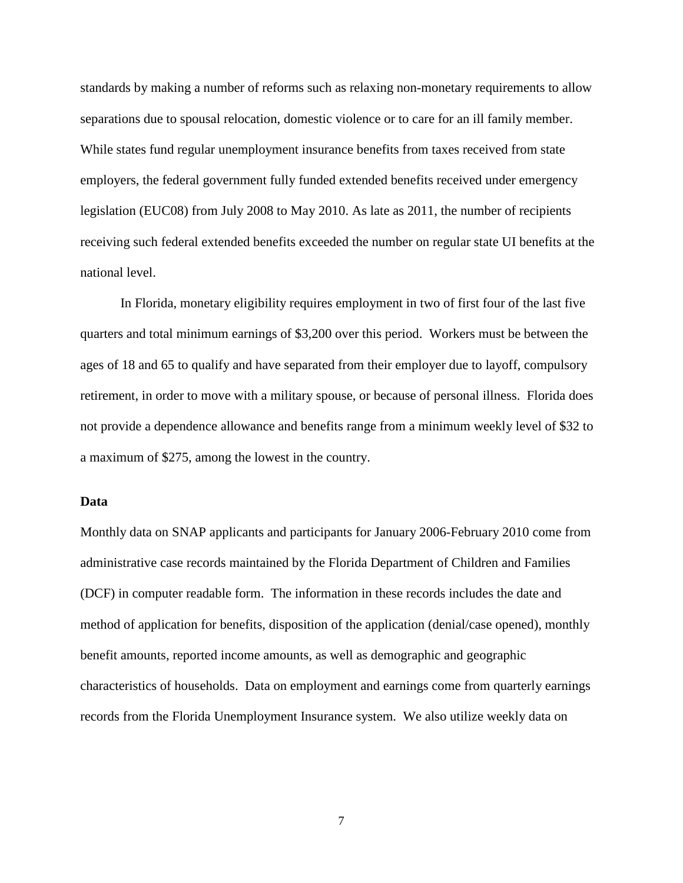standards by making a number of reforms such as relaxing non-monetary requirements to allow separations due to spousal relocation, domestic violence or to care for an ill family member. While states fund regular unemployment insurance benefits from taxes received from state employers, the federal government fully funded extended benefits received under emergency legislation (EUC08) from July 2008 to May 2010. As late as 2011, the number of recipients receiving such federal extended benefits exceeded the number on regular state UI benefits at the national level.

In Florida, monetary eligibility requires employment in two of first four of the last five quarters and total minimum earnings of $3,200 over this period. Workers must be between the ages of 18 and 65 to qualify and have separated from their employer due to layoff, compulsory retirement, in order to move with a military spouse, or because of personal illness. Florida does not provide a dependence allowance and benefits range from a minimum weekly level of $32 to a maximum of $275, among the lowest in the country.

**Data**

Monthly data on SNAP applicants and participants for January 2006-February 2010 come from administrative case records maintained by the Florida Department of Children and Families (DCF) in computer readable form. The information in these records includes the date and method of application for benefits, disposition of the application (denial/case opened), monthly benefit amounts, reported income amounts, as well as demographic and geographic characteristics of households. Data on employment and earnings come from quarterly earnings records from the Florida Unemployment Insurance system. We also utilize weekly data on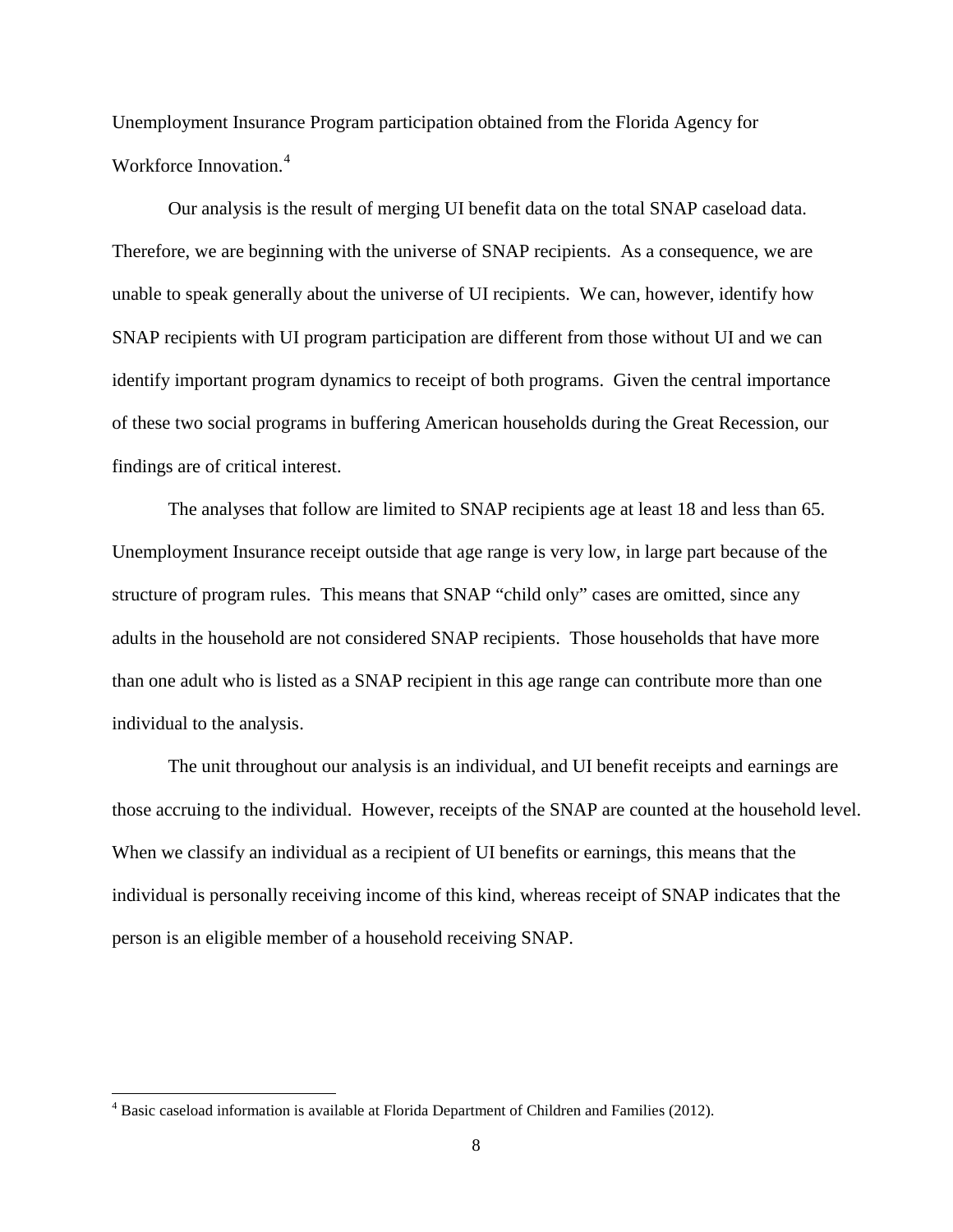Unemployment Insurance Program participation obtained from the Florida Agency for Workforce Innovation.[4]

Our analysis is the result of merging UI benefit data on the total SNAP caseload data. Therefore, we are beginning with the universe of SNAP recipients. As a consequence, we are unable to speak generally about the universe of UI recipients. We can, however, identify how SNAP recipients with UI program participation are different from those without UI and we can identify important program dynamics to receipt of both programs. Given the central importance of these two social programs in buffering American households during the Great Recession, our findings are of critical interest.

The analyses that follow are limited to SNAP recipients age at least 18 and less than 65. Unemployment Insurance receipt outside that age range is very low, in large part because of the structure of program rules. This means that SNAP "child only" cases are omitted, since any adults in the household are not considered SNAP recipients. Those households that have more than one adult who is listed as a SNAP recipient in this age range can contribute more than one individual to the analysis.

The unit throughout our analysis is an individual, and UI benefit receipts and earnings are those accruing to the individual. However, receipts of the SNAP are counted at the household level. When we classify an individual as a recipient of UI benefits or earnings, this means that the individual is personally receiving income of this kind, whereas receipt of SNAP indicates that the person is an eligible member of a household receiving SNAP.

[4] Basic caseload information is available at Florida Department of Children and Families (2012).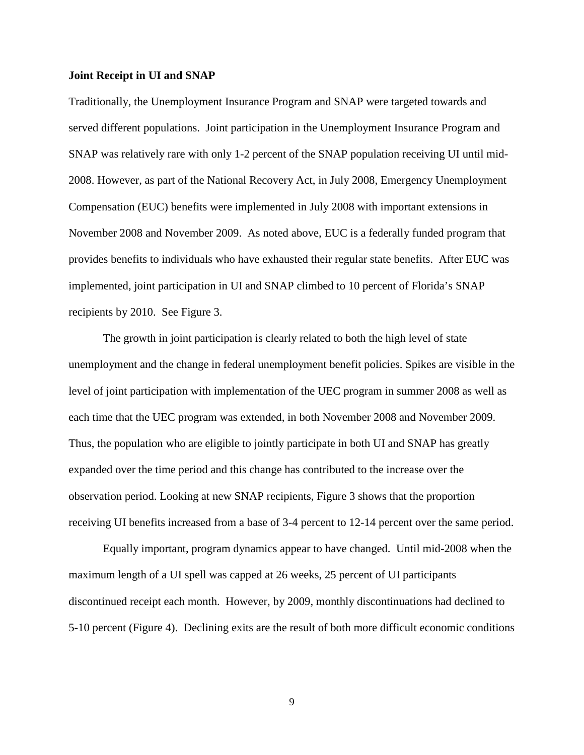**Joint Receipt in UI and SNAP**

Traditionally, the Unemployment Insurance Program and SNAP were targeted towards and served different populations. Joint participation in the Unemployment Insurance Program and SNAP was relatively rare with only 1-2 percent of the SNAP population receiving UI until mid-2008. However, as part of the National Recovery Act, in July 2008, Emergency Unemployment Compensation (EUC) benefits were implemented in July 2008 with important extensions in November 2008 and November 2009. As noted above, EUC is a federally funded program that provides benefits to individuals who have exhausted their regular state benefits. After EUC was implemented, joint participation in UI and SNAP climbed to 10 percent of Florida's SNAP recipients by 2010. See Figure 3.

The growth in joint participation is clearly related to both the high level of state unemployment and the change in federal unemployment benefit policies. Spikes are visible in the level of joint participation with implementation of the UEC program in summer 2008 as well as each time that the UEC program was extended, in both November 2008 and November 2009. Thus, the population who are eligible to jointly participate in both UI and SNAP has greatly expanded over the time period and this change has contributed to the increase over the observation period. Looking at new SNAP recipients, Figure 3 shows that the proportion receiving UI benefits increased from a base of 3-4 percent to 12-14 percent over the same period.

Equally important, program dynamics appear to have changed. Until mid-2008 when the maximum length of a UI spell was capped at 26 weeks, 25 percent of UI participants discontinued receipt each month. However, by 2009, monthly discontinuations had declined to 5-10 percent (Figure 4). Declining exits are the result of both more difficult economic conditions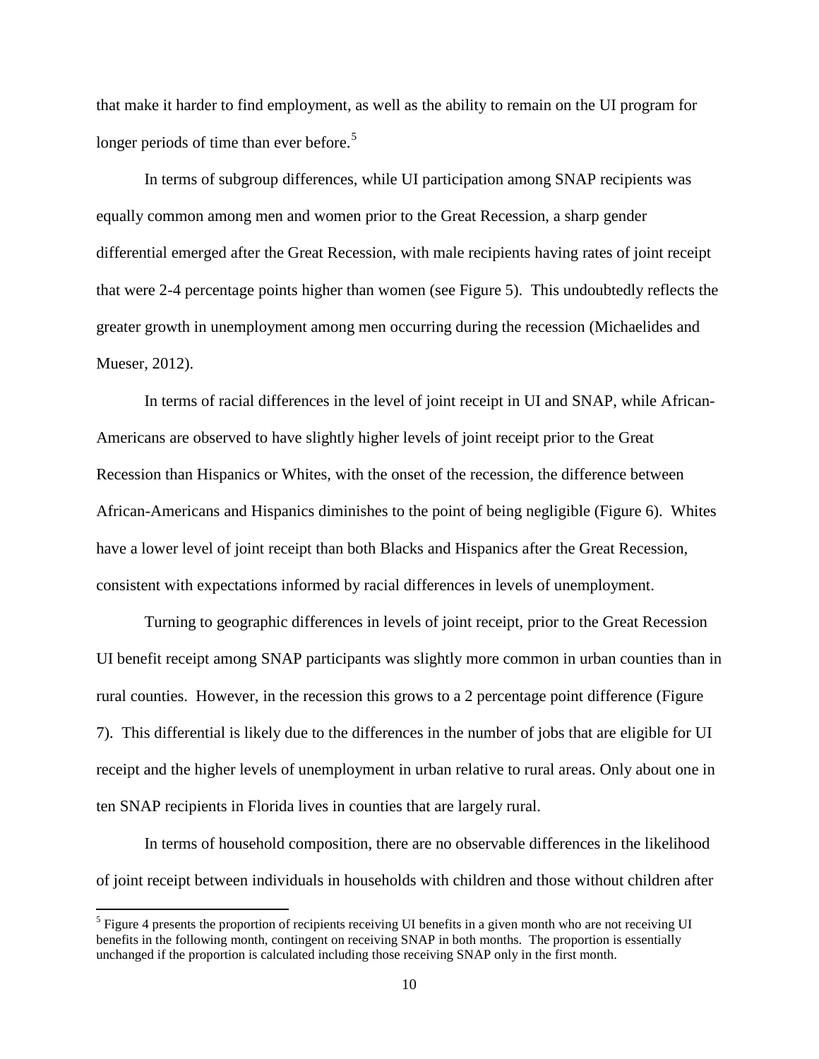that make it harder to find employment, as well as the ability to remain on the UI program for longer periods of time than ever before.[5]

In terms of subgroup differences, while UI participation among SNAP recipients was equally common among men and women prior to the Great Recession, a sharp gender differential emerged after the Great Recession, with male recipients having rates of joint receipt that were 2-4 percentage points higher than women (see Figure 5). This undoubtedly reflects the greater growth in unemployment among men occurring during the recession (Michaelides and Mueser, 2012).

In terms of racial differences in the level of joint receipt in UI and SNAP, while African-Americans are observed to have slightly higher levels of joint receipt prior to the Great Recession than Hispanics or Whites, with the onset of the recession, the difference between African-Americans and Hispanics diminishes to the point of being negligible (Figure 6). Whites have a lower level of joint receipt than both Blacks and Hispanics after the Great Recession, consistent with expectations informed by racial differences in levels of unemployment.

Turning to geographic differences in levels of joint receipt, prior to the Great Recession UI benefit receipt among SNAP participants was slightly more common in urban counties than in rural counties. However, in the recession this grows to a 2 percentage point difference (Figure 7). This differential is likely due to the differences in the number of jobs that are eligible for UI receipt and the higher levels of unemployment in urban relative to rural areas. Only about one in ten SNAP recipients in Florida lives in counties that are largely rural.

In terms of household composition, there are no observable differences in the likelihood of joint receipt between individuals in households with children and those without children after

[5] Figure 4 presents the proportion of recipients receiving UI benefits in a given month who are not receiving UI benefits in the following month, contingent on receiving SNAP in both months. The proportion is essentially unchanged if the proportion is calculated including those receiving SNAP only in the first month.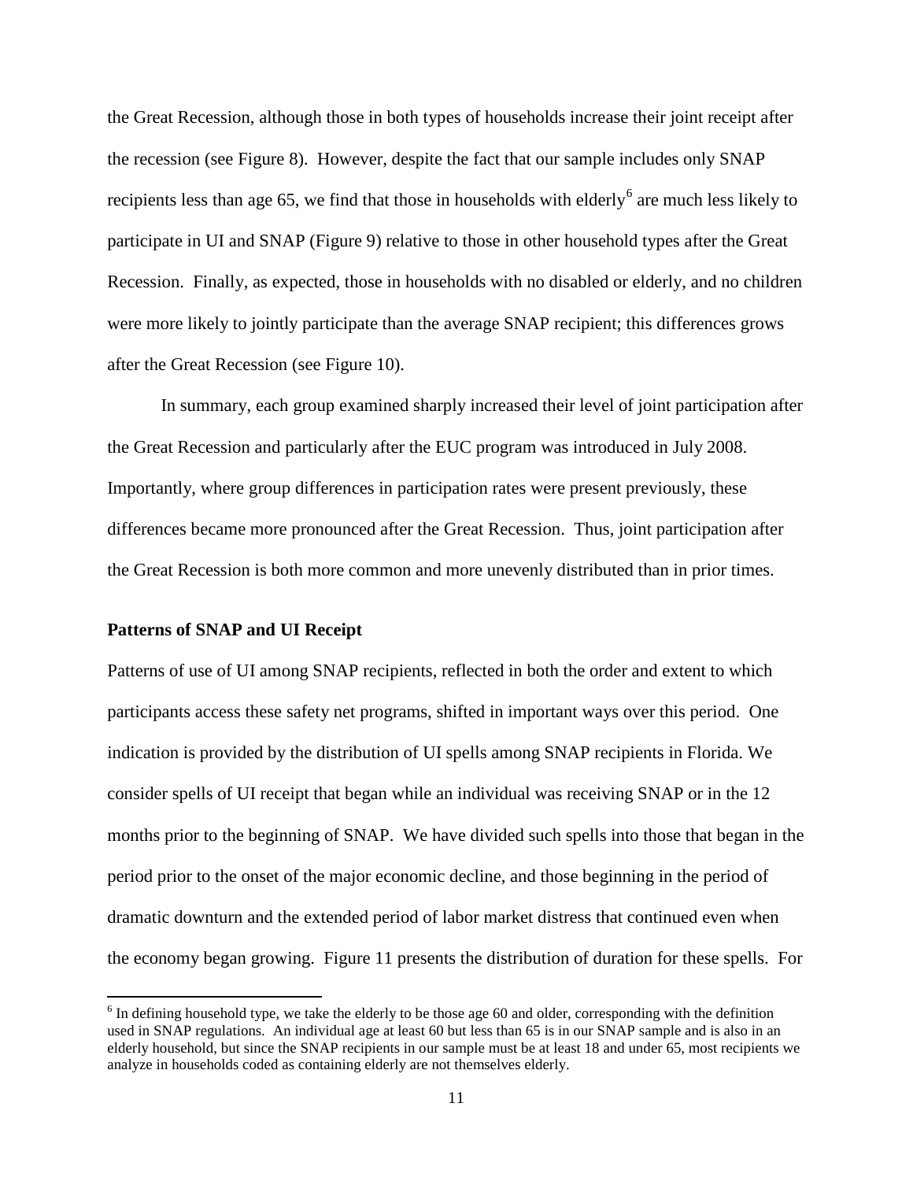the Great Recession, although those in both types of households increase their joint receipt after the recession (see Figure 8). However, despite the fact that our sample includes only SNAP recipients less than age 65, we find that those in households with elderly[6] are much less likely to participate in UI and SNAP (Figure 9) relative to those in other household types after the Great Recession. Finally, as expected, those in households with no disabled or elderly, and no children were more likely to jointly participate than the average SNAP recipient; this differences grows after the Great Recession (see Figure 10).

In summary, each group examined sharply increased their level of joint participation after the Great Recession and particularly after the EUC program was introduced in July 2008. Importantly, where group differences in participation rates were present previously, these differences became more pronounced after the Great Recession. Thus, joint participation after the Great Recession is both more common and more unevenly distributed than in prior times.

**Patterns of SNAP and UI Receipt**

Patterns of use of UI among SNAP recipients, reflected in both the order and extent to which participants access these safety net programs, shifted in important ways over this period. One indication is provided by the distribution of UI spells among SNAP recipients in Florida. We consider spells of UI receipt that began while an individual was receiving SNAP or in the 12 months prior to the beginning of SNAP. We have divided such spells into those that began in the period prior to the onset of the major economic decline, and those beginning in the period of dramatic downturn and the extended period of labor market distress that continued even when the economy began growing. Figure 11 presents the distribution of duration for these spells. For

[6] In defining household type, we take the elderly to be those age 60 and older, corresponding with the definition used in SNAP regulations. An individual age at least 60 but less than 65 is in our SNAP sample and is also in an elderly household, but since the SNAP recipients in our sample must be at least 18 and under 65, most recipients we analyze in households coded as containing elderly are not themselves elderly.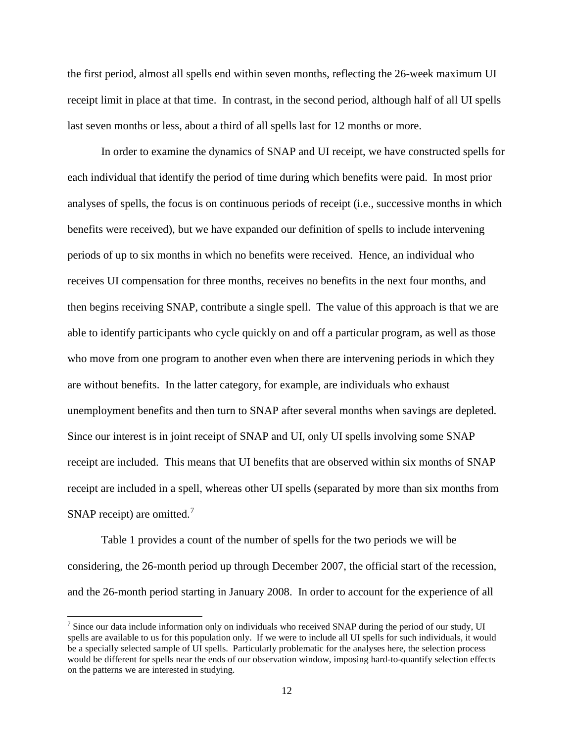the first period, almost all spells end within seven months, reflecting the 26-week maximum UI receipt limit in place at that time. In contrast, in the second period, although half of all UI spells last seven months or less, about a third of all spells last for 12 months or more.

In order to examine the dynamics of SNAP and UI receipt, we have constructed spells for each individual that identify the period of time during which benefits were paid. In most prior analyses of spells, the focus is on continuous periods of receipt (i.e., successive months in which benefits were received), but we have expanded our definition of spells to include intervening periods of up to six months in which no benefits were received. Hence, an individual who receives UI compensation for three months, receives no benefits in the next four months, and then begins receiving SNAP, contribute a single spell. The value of this approach is that we are able to identify participants who cycle quickly on and off a particular program, as well as those who move from one program to another even when there are intervening periods in which they are without benefits. In the latter category, for example, are individuals who exhaust unemployment benefits and then turn to SNAP after several months when savings are depleted. Since our interest is in joint receipt of SNAP and UI, only UI spells involving some SNAP receipt are included. This means that UI benefits that are observed within six months of SNAP receipt are included in a spell, whereas other UI spells (separated by more than six months from SNAP receipt) are omitted.[7]

Table 1 provides a count of the number of spells for the two periods we will be considering, the 26-month period up through December 2007, the official start of the recession, and the 26-month period starting in January 2008. In order to account for the experience of all

---

[7] Since our data include information only on individuals who received SNAP during the period of our study, UI spells are available to us for this population only. If we were to include all UI spells for such individuals, it would be a specially selected sample of UI spells. Particularly problematic for the analyses here, the selection process would be different for spells near the ends of our observation window, imposing hard-to-quantify selection effects on the patterns we are interested in studying.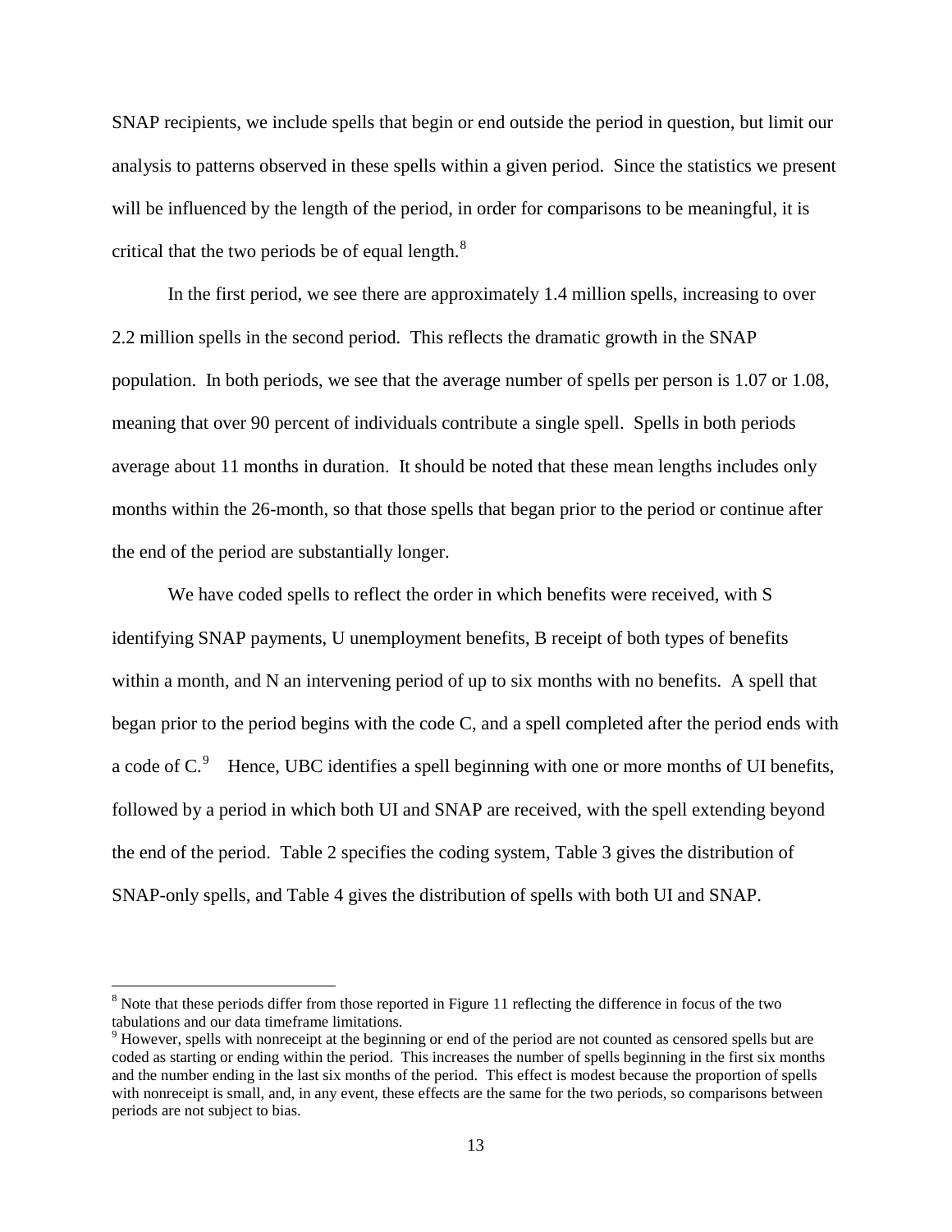SNAP recipients, we include spells that begin or end outside the period in question, but limit our analysis to patterns observed in these spells within a given period. Since the statistics we present will be influenced by the length of the period, in order for comparisons to be meaningful, it is critical that the two periods be of equal length.[8]

In the first period, we see there are approximately 1.4 million spells, increasing to over 2.2 million spells in the second period. This reflects the dramatic growth in the SNAP population. In both periods, we see that the average number of spells per person is 1.07 or 1.08, meaning that over 90 percent of individuals contribute a single spell. Spells in both periods average about 11 months in duration. It should be noted that these mean lengths includes only months within the 26-month, so that those spells that began prior to the period or continue after the end of the period are substantially longer.

We have coded spells to reflect the order in which benefits were received, with S identifying SNAP payments, U unemployment benefits, B receipt of both types of benefits within a month, and N an intervening period of up to six months with no benefits. A spell that began prior to the period begins with the code C, and a spell completed after the period ends with a code of C.[9] Hence, UBC identifies a spell beginning with one or more months of UI benefits, followed by a period in which both UI and SNAP are received, with the spell extending beyond the end of the period. Table 2 specifies the coding system, Table 3 gives the distribution of SNAP-only spells, and Table 4 gives the distribution of spells with both UI and SNAP.

---

[8] Note that these periods differ from those reported in Figure 11 reflecting the difference in focus of the two tabulations and our data timeframe limitations.

[9] However, spells with nonreceipt at the beginning or end of the period are not counted as censored spells but are coded as starting or ending within the period. This increases the number of spells beginning in the first six months and the number ending in the last six months of the period. This effect is modest because the proportion of spells with nonreceipt is small, and, in any event, these effects are the same for the two periods, so comparisons between periods are not subject to bias.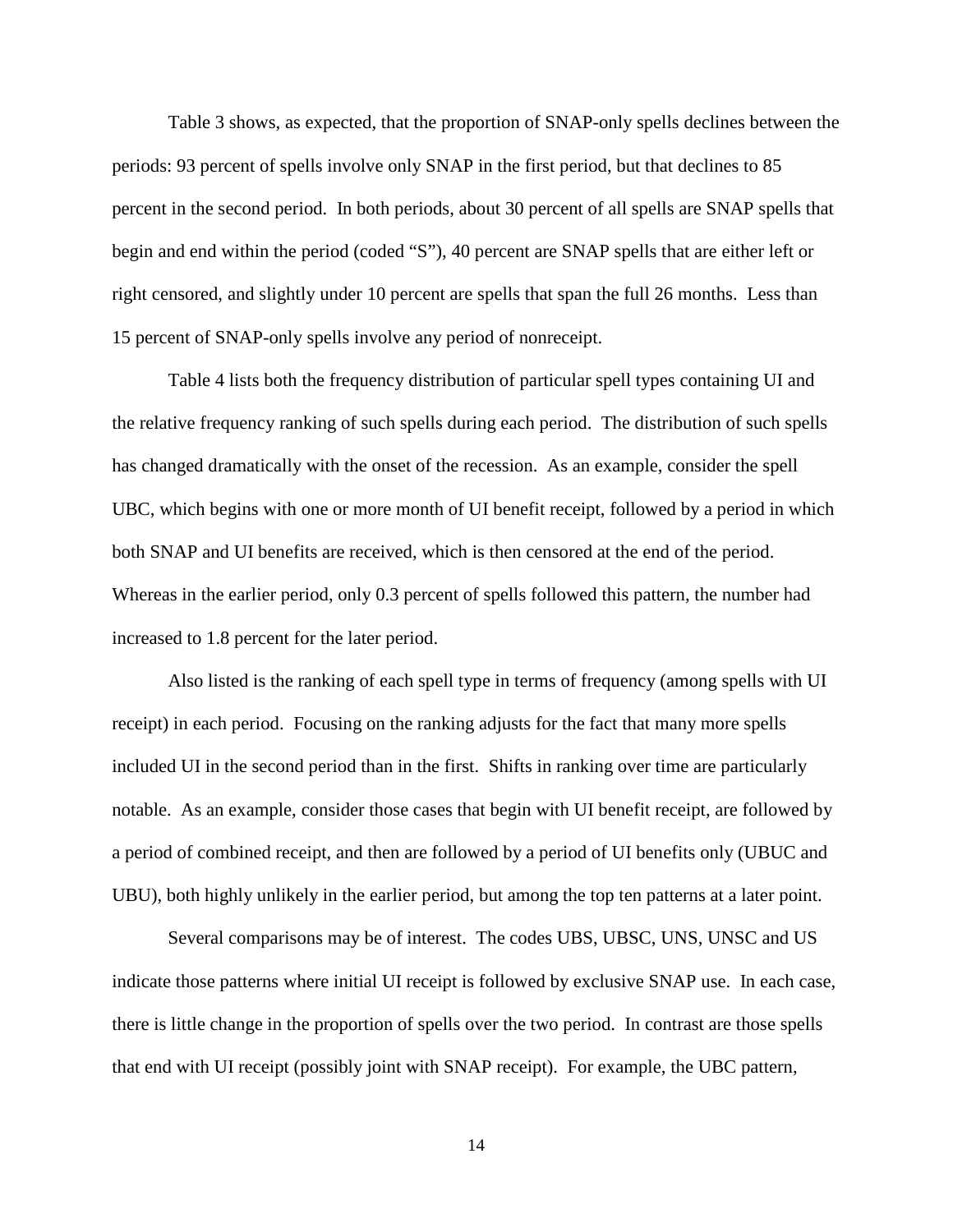Table 3 shows, as expected, that the proportion of SNAP-only spells declines between the periods: 93 percent of spells involve only SNAP in the first period, but that declines to 85 percent in the second period. In both periods, about 30 percent of all spells are SNAP spells that begin and end within the period (coded "S"), 40 percent are SNAP spells that are either left or right censored, and slightly under 10 percent are spells that span the full 26 months. Less than 15 percent of SNAP-only spells involve any period of nonreceipt.

Table 4 lists both the frequency distribution of particular spell types containing UI and the relative frequency ranking of such spells during each period. The distribution of such spells has changed dramatically with the onset of the recession. As an example, consider the spell UBC, which begins with one or more month of UI benefit receipt, followed by a period in which both SNAP and UI benefits are received, which is then censored at the end of the period. Whereas in the earlier period, only 0.3 percent of spells followed this pattern, the number had increased to 1.8 percent for the later period.

Also listed is the ranking of each spell type in terms of frequency (among spells with UI receipt) in each period. Focusing on the ranking adjusts for the fact that many more spells included UI in the second period than in the first. Shifts in ranking over time are particularly notable. As an example, consider those cases that begin with UI benefit receipt, are followed by a period of combined receipt, and then are followed by a period of UI benefits only (UBUC and UBU), both highly unlikely in the earlier period, but among the top ten patterns at a later point.

Several comparisons may be of interest. The codes UBS, UBSC, UNS, UNSC and US indicate those patterns where initial UI receipt is followed by exclusive SNAP use. In each case, there is little change in the proportion of spells over the two period. In contrast are those spells that end with UI receipt (possibly joint with SNAP receipt). For example, the UBC pattern,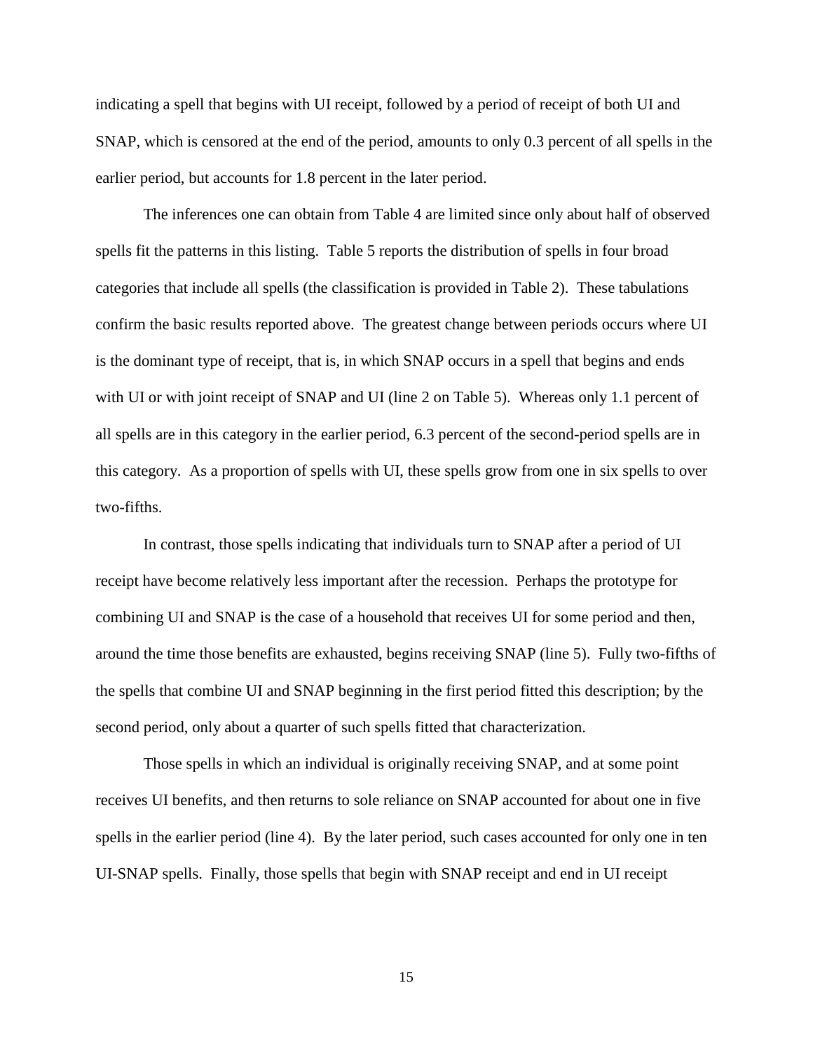indicating a spell that begins with UI receipt, followed by a period of receipt of both UI and SNAP, which is censored at the end of the period, amounts to only 0.3 percent of all spells in the earlier period, but accounts for 1.8 percent in the later period.

The inferences one can obtain from Table 4 are limited since only about half of observed spells fit the patterns in this listing. Table 5 reports the distribution of spells in four broad categories that include all spells (the classification is provided in Table 2). These tabulations confirm the basic results reported above. The greatest change between periods occurs where UI is the dominant type of receipt, that is, in which SNAP occurs in a spell that begins and ends with UI or with joint receipt of SNAP and UI (line 2 on Table 5). Whereas only 1.1 percent of all spells are in this category in the earlier period, 6.3 percent of the second-period spells are in this category. As a proportion of spells with UI, these spells grow from one in six spells to over two-fifths.

In contrast, those spells indicating that individuals turn to SNAP after a period of UI receipt have become relatively less important after the recession. Perhaps the prototype for combining UI and SNAP is the case of a household that receives UI for some period and then, around the time those benefits are exhausted, begins receiving SNAP (line 5). Fully two-fifths of the spells that combine UI and SNAP beginning in the first period fitted this description; by the second period, only about a quarter of such spells fitted that characterization.

Those spells in which an individual is originally receiving SNAP, and at some point receives UI benefits, and then returns to sole reliance on SNAP accounted for about one in five spells in the earlier period (line 4). By the later period, such cases accounted for only one in ten UI-SNAP spells. Finally, those spells that begin with SNAP receipt and end in UI receipt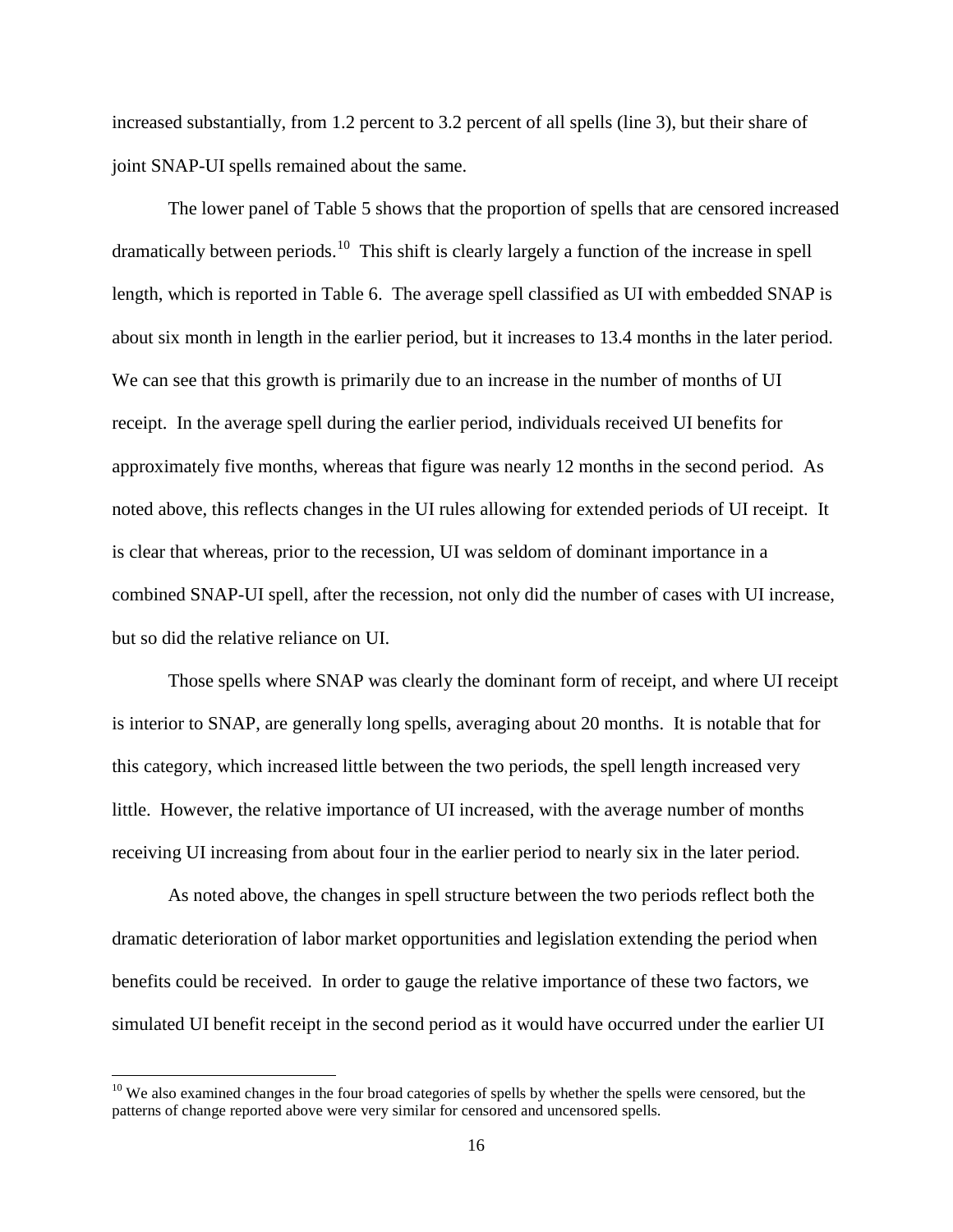increased substantially, from 1.2 percent to 3.2 percent of all spells (line 3), but their share of joint SNAP-UI spells remained about the same.

The lower panel of Table 5 shows that the proportion of spells that are censored increased dramatically between periods.[10] This shift is clearly largely a function of the increase in spell length, which is reported in Table 6. The average spell classified as UI with embedded SNAP is about six month in length in the earlier period, but it increases to 13.4 months in the later period. We can see that this growth is primarily due to an increase in the number of months of UI receipt. In the average spell during the earlier period, individuals received UI benefits for approximately five months, whereas that figure was nearly 12 months in the second period. As noted above, this reflects changes in the UI rules allowing for extended periods of UI receipt. It is clear that whereas, prior to the recession, UI was seldom of dominant importance in a combined SNAP-UI spell, after the recession, not only did the number of cases with UI increase, but so did the relative reliance on UI.

Those spells where SNAP was clearly the dominant form of receipt, and where UI receipt is interior to SNAP, are generally long spells, averaging about 20 months. It is notable that for this category, which increased little between the two periods, the spell length increased very little. However, the relative importance of UI increased, with the average number of months receiving UI increasing from about four in the earlier period to nearly six in the later period.

As noted above, the changes in spell structure between the two periods reflect both the dramatic deterioration of labor market opportunities and legislation extending the period when benefits could be received. In order to gauge the relative importance of these two factors, we simulated UI benefit receipt in the second period as it would have occurred under the earlier UI

[10] We also examined changes in the four broad categories of spells by whether the spells were censored, but the patterns of change reported above were very similar for censored and uncensored spells.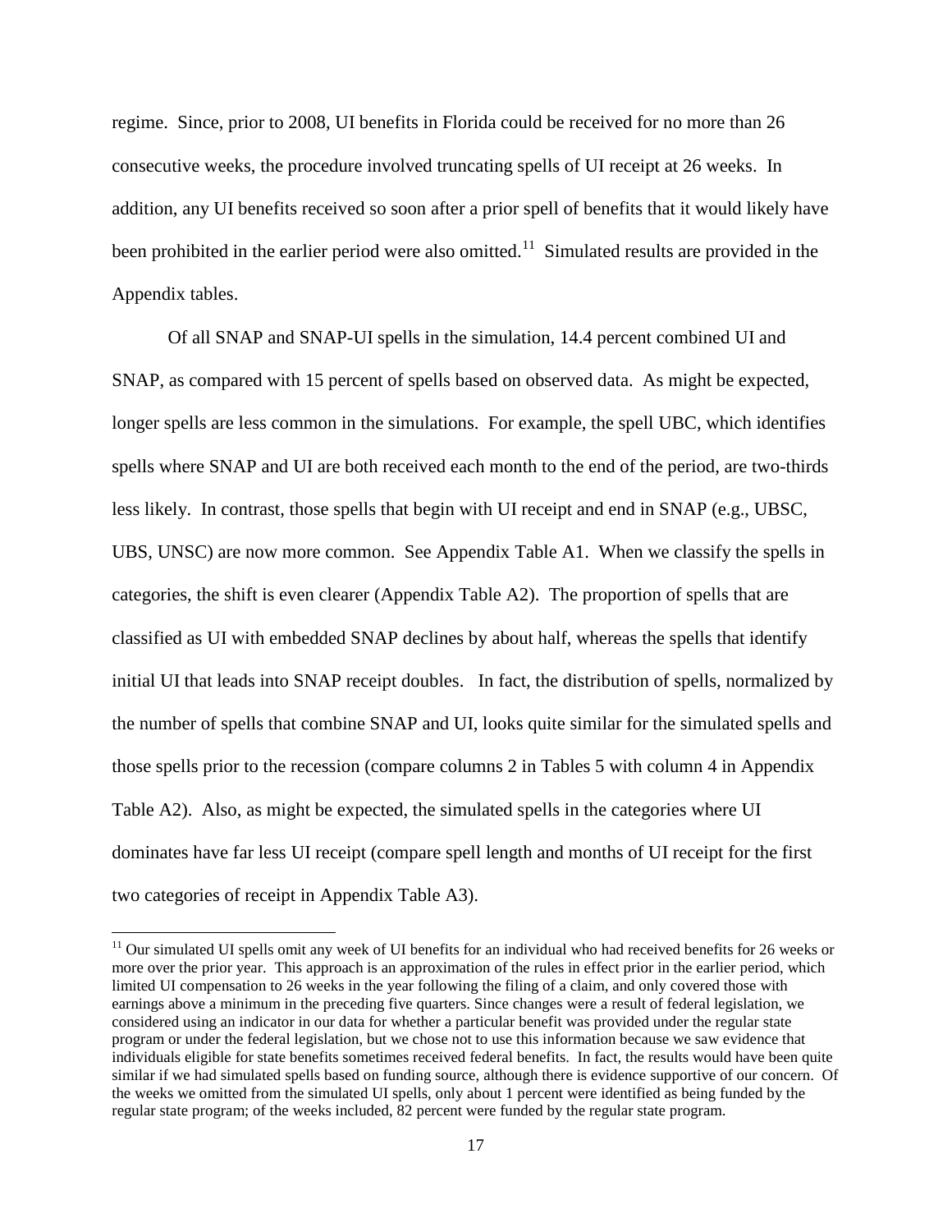regime. Since, prior to 2008, UI benefits in Florida could be received for no more than 26 consecutive weeks, the procedure involved truncating spells of UI receipt at 26 weeks. In addition, any UI benefits received so soon after a prior spell of benefits that it would likely have been prohibited in the earlier period were also omitted.[11] Simulated results are provided in the Appendix tables.

Of all SNAP and SNAP-UI spells in the simulation, 14.4 percent combined UI and SNAP, as compared with 15 percent of spells based on observed data. As might be expected, longer spells are less common in the simulations. For example, the spell UBC, which identifies spells where SNAP and UI are both received each month to the end of the period, are two-thirds less likely. In contrast, those spells that begin with UI receipt and end in SNAP (e.g., UBSC, UBS, UNSC) are now more common. See Appendix Table A1. When we classify the spells in categories, the shift is even clearer (Appendix Table A2). The proportion of spells that are classified as UI with embedded SNAP declines by about half, whereas the spells that identify initial UI that leads into SNAP receipt doubles. In fact, the distribution of spells, normalized by the number of spells that combine SNAP and UI, looks quite similar for the simulated spells and those spells prior to the recession (compare columns 2 in Tables 5 with column 4 in Appendix Table A2). Also, as might be expected, the simulated spells in the categories where UI dominates have far less UI receipt (compare spell length and months of UI receipt for the first two categories of receipt in Appendix Table A3).

[11] Our simulated UI spells omit any week of UI benefits for an individual who had received benefits for 26 weeks or more over the prior year. This approach is an approximation of the rules in effect prior in the earlier period, which limited UI compensation to 26 weeks in the year following the filing of a claim, and only covered those with earnings above a minimum in the preceding five quarters. Since changes were a result of federal legislation, we considered using an indicator in our data for whether a particular benefit was provided under the regular state program or under the federal legislation, but we chose not to use this information because we saw evidence that individuals eligible for state benefits sometimes received federal benefits. In fact, the results would have been quite similar if we had simulated spells based on funding source, although there is evidence supportive of our concern. Of the weeks we omitted from the simulated UI spells, only about 1 percent were identified as being funded by the regular state program; of the weeks included, 82 percent were funded by the regular state program.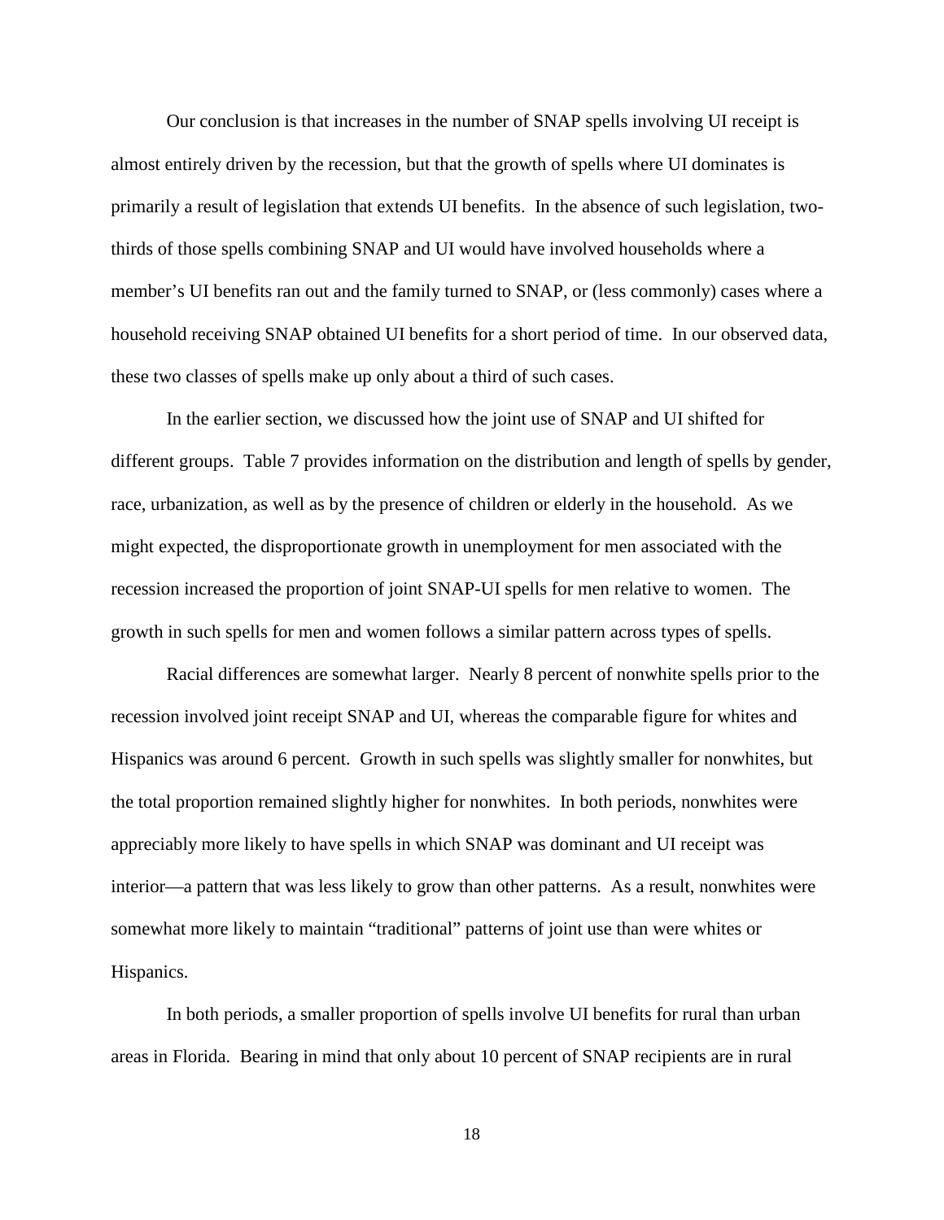Our conclusion is that increases in the number of SNAP spells involving UI receipt is almost entirely driven by the recession, but that the growth of spells where UI dominates is primarily a result of legislation that extends UI benefits. In the absence of such legislation, two-thirds of those spells combining SNAP and UI would have involved households where a member's UI benefits ran out and the family turned to SNAP, or (less commonly) cases where a household receiving SNAP obtained UI benefits for a short period of time. In our observed data, these two classes of spells make up only about a third of such cases.

In the earlier section, we discussed how the joint use of SNAP and UI shifted for different groups. Table 7 provides information on the distribution and length of spells by gender, race, urbanization, as well as by the presence of children or elderly in the household. As we might expected, the disproportionate growth in unemployment for men associated with the recession increased the proportion of joint SNAP-UI spells for men relative to women. The growth in such spells for men and women follows a similar pattern across types of spells.

Racial differences are somewhat larger. Nearly 8 percent of nonwhite spells prior to the recession involved joint receipt SNAP and UI, whereas the comparable figure for whites and Hispanics was around 6 percent. Growth in such spells was slightly smaller for nonwhites, but the total proportion remained slightly higher for nonwhites. In both periods, nonwhites were appreciably more likely to have spells in which SNAP was dominant and UI receipt was interior—a pattern that was less likely to grow than other patterns. As a result, nonwhites were somewhat more likely to maintain "traditional" patterns of joint use than were whites or Hispanics.

In both periods, a smaller proportion of spells involve UI benefits for rural than urban areas in Florida. Bearing in mind that only about 10 percent of SNAP recipients are in rural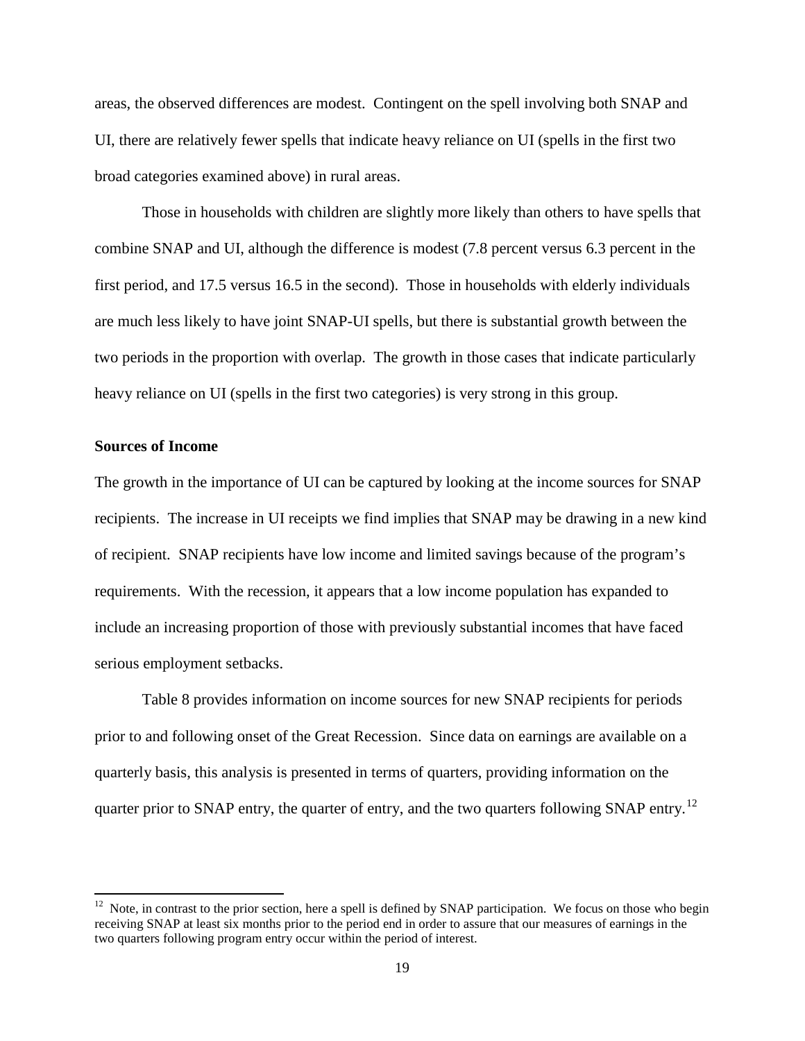areas, the observed differences are modest. Contingent on the spell involving both SNAP and UI, there are relatively fewer spells that indicate heavy reliance on UI (spells in the first two broad categories examined above) in rural areas.

Those in households with children are slightly more likely than others to have spells that combine SNAP and UI, although the difference is modest (7.8 percent versus 6.3 percent in the first period, and 17.5 versus 16.5 in the second). Those in households with elderly individuals are much less likely to have joint SNAP-UI spells, but there is substantial growth between the two periods in the proportion with overlap. The growth in those cases that indicate particularly heavy reliance on UI (spells in the first two categories) is very strong in this group.

**Sources of Income**

The growth in the importance of UI can be captured by looking at the income sources for SNAP recipients. The increase in UI receipts we find implies that SNAP may be drawing in a new kind of recipient. SNAP recipients have low income and limited savings because of the program's requirements. With the recession, it appears that a low income population has expanded to include an increasing proportion of those with previously substantial incomes that have faced serious employment setbacks.

Table 8 provides information on income sources for new SNAP recipients for periods prior to and following onset of the Great Recession. Since data on earnings are available on a quarterly basis, this analysis is presented in terms of quarters, providing information on the quarter prior to SNAP entry, the quarter of entry, and the two quarters following SNAP entry.[12]

---

[12] Note, in contrast to the prior section, here a spell is defined by SNAP participation. We focus on those who begin receiving SNAP at least six months prior to the period end in order to assure that our measures of earnings in the two quarters following program entry occur within the period of interest.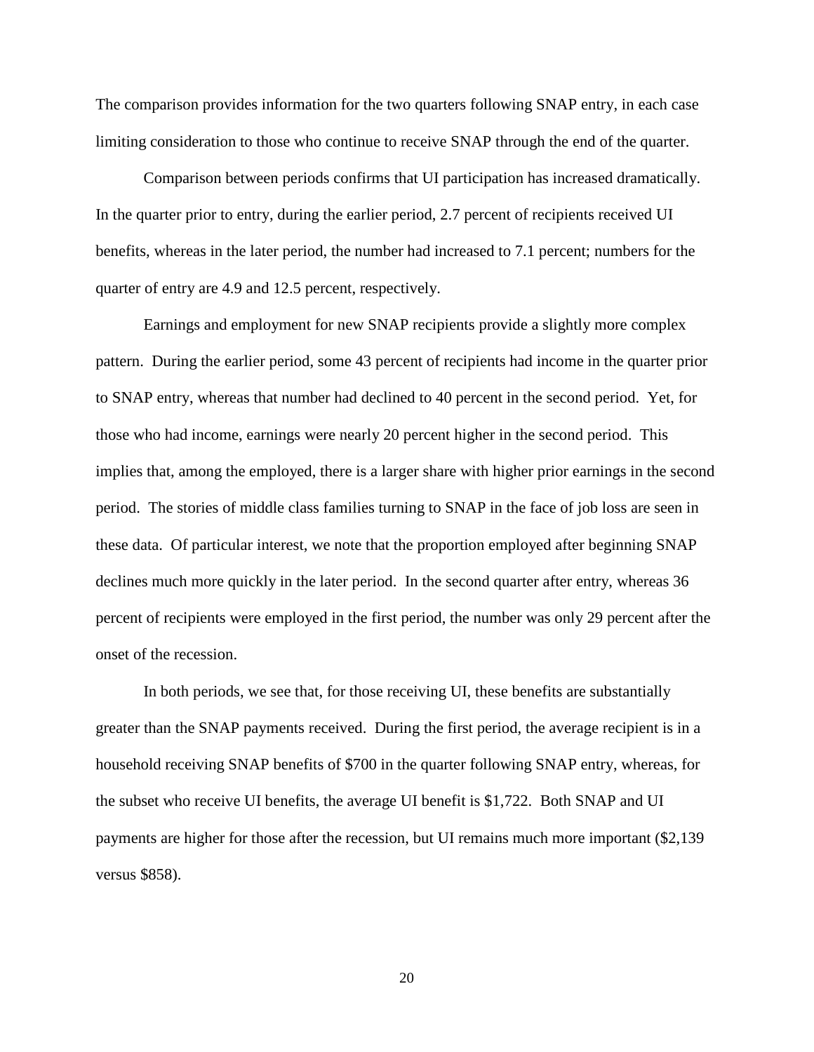The comparison provides information for the two quarters following SNAP entry, in each case limiting consideration to those who continue to receive SNAP through the end of the quarter.

Comparison between periods confirms that UI participation has increased dramatically. In the quarter prior to entry, during the earlier period, 2.7 percent of recipients received UI benefits, whereas in the later period, the number had increased to 7.1 percent; numbers for the quarter of entry are 4.9 and 12.5 percent, respectively.

Earnings and employment for new SNAP recipients provide a slightly more complex pattern. During the earlier period, some 43 percent of recipients had income in the quarter prior to SNAP entry, whereas that number had declined to 40 percent in the second period. Yet, for those who had income, earnings were nearly 20 percent higher in the second period. This implies that, among the employed, there is a larger share with higher prior earnings in the second period. The stories of middle class families turning to SNAP in the face of job loss are seen in these data. Of particular interest, we note that the proportion employed after beginning SNAP declines much more quickly in the later period. In the second quarter after entry, whereas 36 percent of recipients were employed in the first period, the number was only 29 percent after the onset of the recession.

In both periods, we see that, for those receiving UI, these benefits are substantially greater than the SNAP payments received. During the first period, the average recipient is in a household receiving SNAP benefits of $700 in the quarter following SNAP entry, whereas, for the subset who receive UI benefits, the average UI benefit is $1,722. Both SNAP and UI payments are higher for those after the recession, but UI remains much more important ($2,139 versus $858).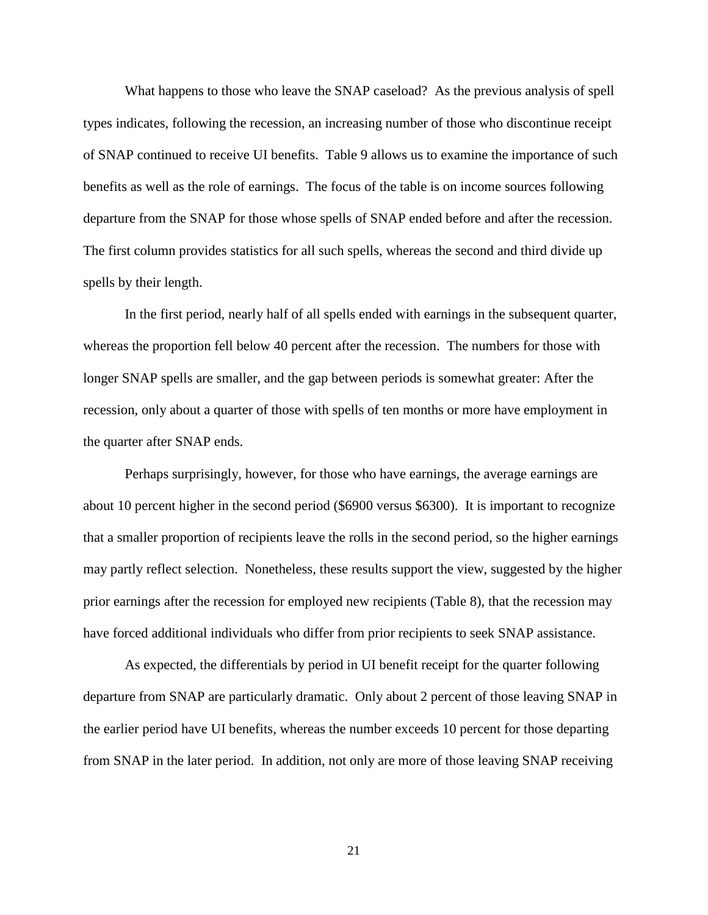What happens to those who leave the SNAP caseload? As the previous analysis of spell types indicates, following the recession, an increasing number of those who discontinue receipt of SNAP continued to receive UI benefits. Table 9 allows us to examine the importance of such benefits as well as the role of earnings. The focus of the table is on income sources following departure from the SNAP for those whose spells of SNAP ended before and after the recession. The first column provides statistics for all such spells, whereas the second and third divide up spells by their length.

In the first period, nearly half of all spells ended with earnings in the subsequent quarter, whereas the proportion fell below 40 percent after the recession. The numbers for those with longer SNAP spells are smaller, and the gap between periods is somewhat greater: After the recession, only about a quarter of those with spells of ten months or more have employment in the quarter after SNAP ends.

Perhaps surprisingly, however, for those who have earnings, the average earnings are about 10 percent higher in the second period ($6900 versus $6300). It is important to recognize that a smaller proportion of recipients leave the rolls in the second period, so the higher earnings may partly reflect selection. Nonetheless, these results support the view, suggested by the higher prior earnings after the recession for employed new recipients (Table 8), that the recession may have forced additional individuals who differ from prior recipients to seek SNAP assistance.

As expected, the differentials by period in UI benefit receipt for the quarter following departure from SNAP are particularly dramatic. Only about 2 percent of those leaving SNAP in the earlier period have UI benefits, whereas the number exceeds 10 percent for those departing from SNAP in the later period. In addition, not only are more of those leaving SNAP receiving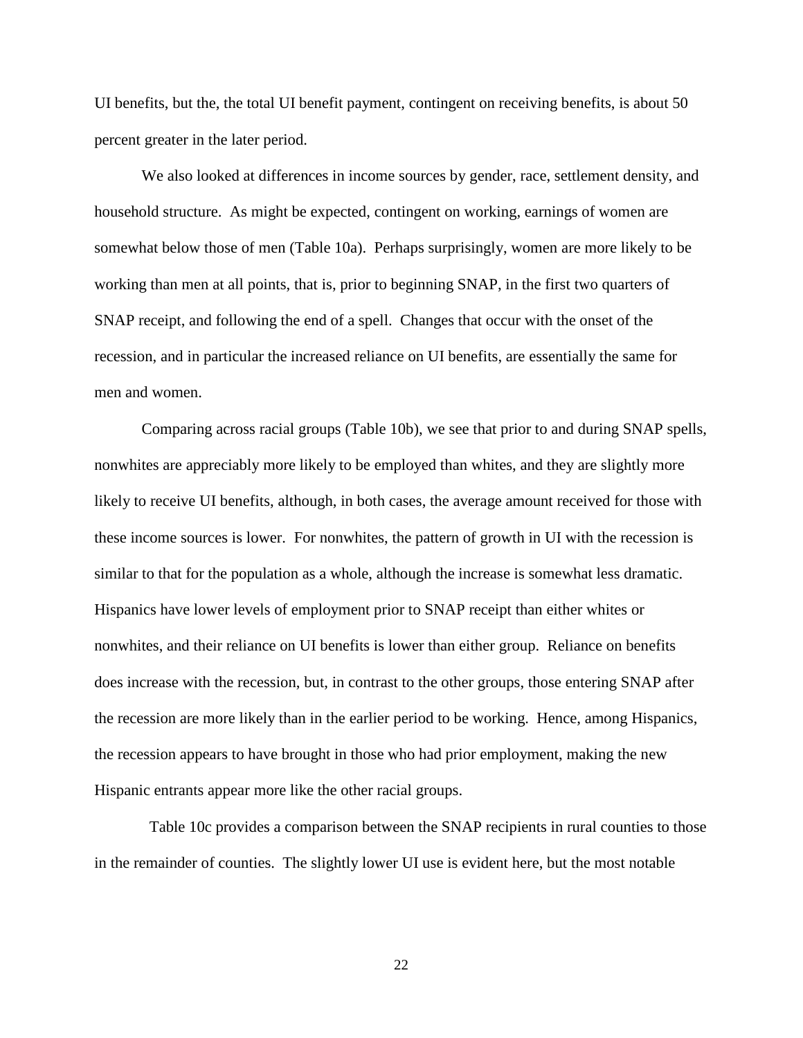UI benefits, but the, the total UI benefit payment, contingent on receiving benefits, is about 50 percent greater in the later period.

We also looked at differences in income sources by gender, race, settlement density, and household structure. As might be expected, contingent on working, earnings of women are somewhat below those of men (Table 10a). Perhaps surprisingly, women are more likely to be working than men at all points, that is, prior to beginning SNAP, in the first two quarters of SNAP receipt, and following the end of a spell. Changes that occur with the onset of the recession, and in particular the increased reliance on UI benefits, are essentially the same for men and women.

Comparing across racial groups (Table 10b), we see that prior to and during SNAP spells, nonwhites are appreciably more likely to be employed than whites, and they are slightly more likely to receive UI benefits, although, in both cases, the average amount received for those with these income sources is lower. For nonwhites, the pattern of growth in UI with the recession is similar to that for the population as a whole, although the increase is somewhat less dramatic. Hispanics have lower levels of employment prior to SNAP receipt than either whites or nonwhites, and their reliance on UI benefits is lower than either group. Reliance on benefits does increase with the recession, but, in contrast to the other groups, those entering SNAP after the recession are more likely than in the earlier period to be working. Hence, among Hispanics, the recession appears to have brought in those who had prior employment, making the new Hispanic entrants appear more like the other racial groups.

Table 10c provides a comparison between the SNAP recipients in rural counties to those in the remainder of counties. The slightly lower UI use is evident here, but the most notable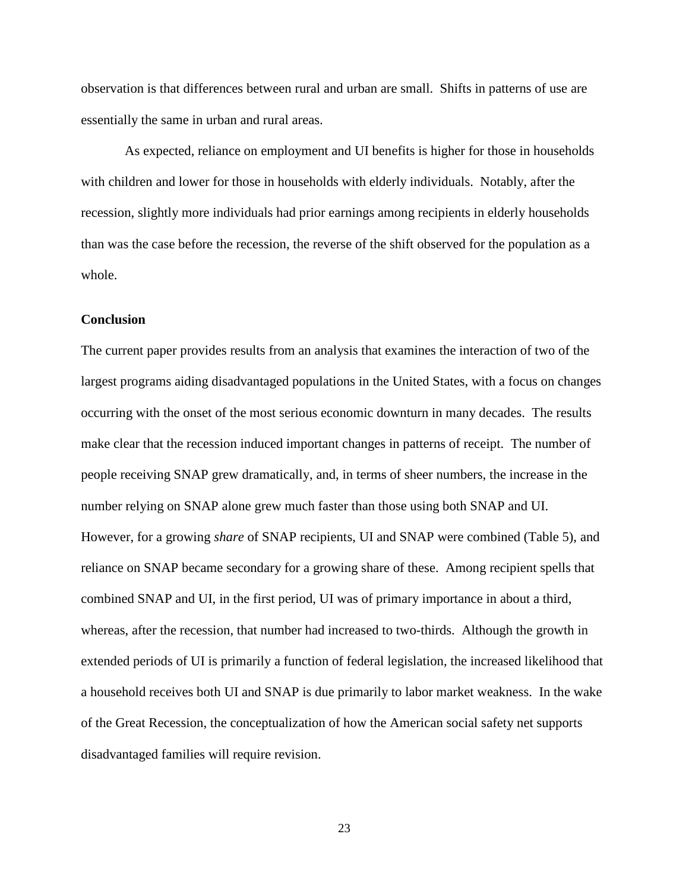observation is that differences between rural and urban are small. Shifts in patterns of use are essentially the same in urban and rural areas.

As expected, reliance on employment and UI benefits is higher for those in households with children and lower for those in households with elderly individuals. Notably, after the recession, slightly more individuals had prior earnings among recipients in elderly households than was the case before the recession, the reverse of the shift observed for the population as a whole.

## Conclusion

The current paper provides results from an analysis that examines the interaction of two of the largest programs aiding disadvantaged populations in the United States, with a focus on changes occurring with the onset of the most serious economic downturn in many decades. The results make clear that the recession induced important changes in patterns of receipt. The number of people receiving SNAP grew dramatically, and, in terms of sheer numbers, the increase in the number relying on SNAP alone grew much faster than those using both SNAP and UI. However, for a growing *share* of SNAP recipients, UI and SNAP were combined (Table 5), and reliance on SNAP became secondary for a growing share of these. Among recipient spells that combined SNAP and UI, in the first period, UI was of primary importance in about a third, whereas, after the recession, that number had increased to two-thirds. Although the growth in extended periods of UI is primarily a function of federal legislation, the increased likelihood that a household receives both UI and SNAP is due primarily to labor market weakness. In the wake of the Great Recession, the conceptualization of how the American social safety net supports disadvantaged families will require revision.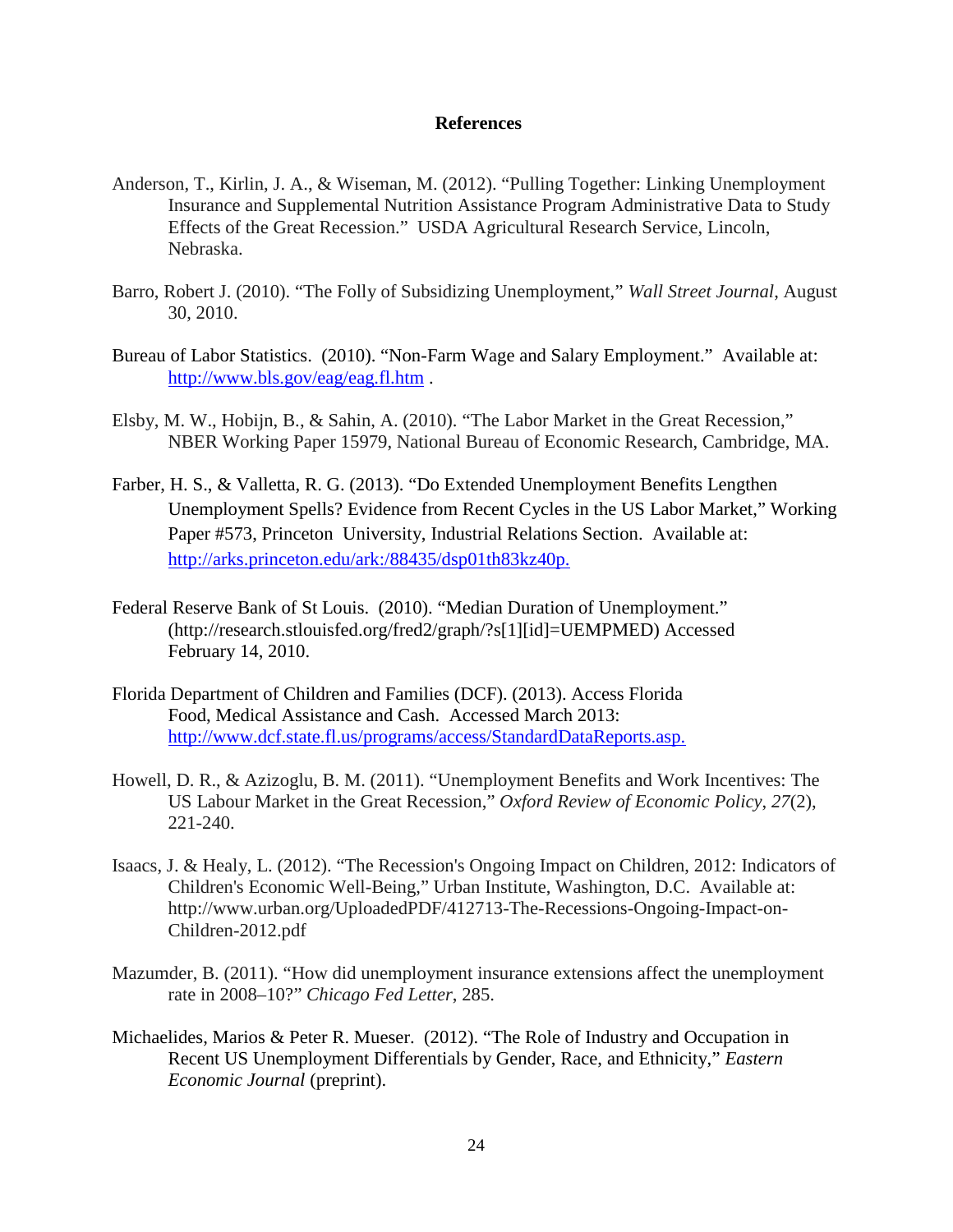# References

Anderson, T., Kirlin, J. A., & Wiseman, M. (2012). "Pulling Together: Linking Unemployment Insurance and Supplemental Nutrition Assistance Program Administrative Data to Study Effects of the Great Recession." USDA Agricultural Research Service, Lincoln, Nebraska.

Barro, Robert J. (2010). "The Folly of Subsidizing Unemployment," *Wall Street Journal*, August 30, 2010.

Bureau of Labor Statistics. (2010). "Non-Farm Wage and Salary Employment." Available at: http://www.bls.gov/eag/eag.fl.htm .

Elsby, M. W., Hobijn, B., & Sahin, A. (2010). "The Labor Market in the Great Recession," NBER Working Paper 15979, National Bureau of Economic Research, Cambridge, MA.

Farber, H. S., & Valletta, R. G. (2013). "Do Extended Unemployment Benefits Lengthen Unemployment Spells? Evidence from Recent Cycles in the US Labor Market," Working Paper #573, Princeton University, Industrial Relations Section. Available at: http://arks.princeton.edu/ark:/88435/dsp01th83kz40p.

Federal Reserve Bank of St Louis. (2010). "Median Duration of Unemployment." (http://research.stlouisfed.org/fred2/graph/?s[1][id]=UEMPMED) Accessed February 14, 2010.

Florida Department of Children and Families (DCF). (2013). Access Florida Food, Medical Assistance and Cash. Accessed March 2013: http://www.dcf.state.fl.us/programs/access/StandardDataReports.asp.

Howell, D. R., & Azizoglu, B. M. (2011). "Unemployment Benefits and Work Incentives: The US Labour Market in the Great Recession," *Oxford Review of Economic Policy*, *27*(2), 221-240.

Isaacs, J. & Healy, L. (2012). "The Recession's Ongoing Impact on Children, 2012: Indicators of Children's Economic Well-Being," Urban Institute, Washington, D.C. Available at: http://www.urban.org/UploadedPDF/412713-The-Recessions-Ongoing-Impact-on-Children-2012.pdf

Mazumder, B. (2011). "How did unemployment insurance extensions affect the unemployment rate in 2008–10?" *Chicago Fed Letter*, 285.

Michaelides, Marios & Peter R. Mueser. (2012). "The Role of Industry and Occupation in Recent US Unemployment Differentials by Gender, Race, and Ethnicity," *Eastern Economic Journal* (preprint).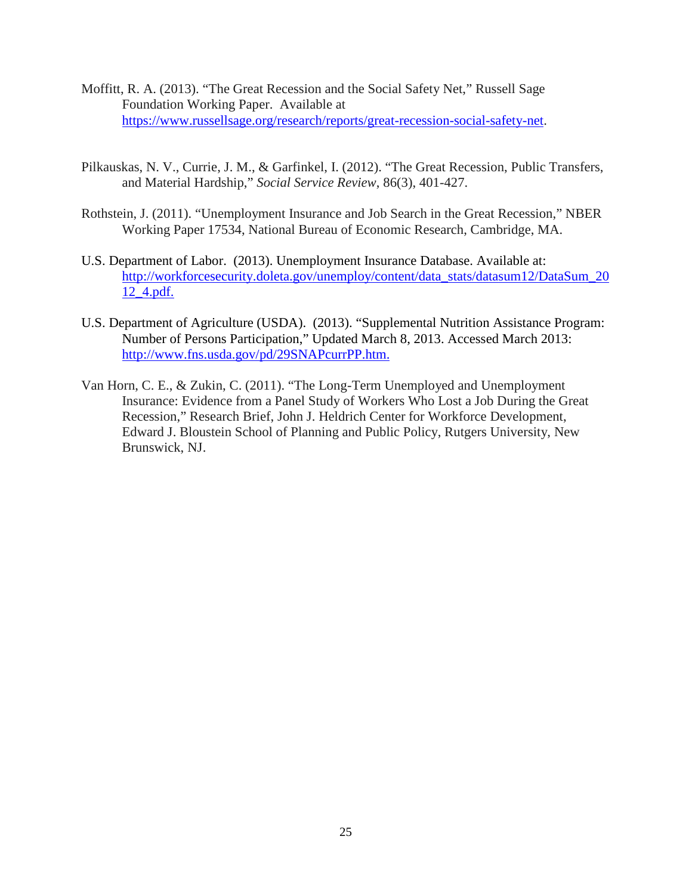Moffitt, R. A. (2013). "The Great Recession and the Social Safety Net," Russell Sage Foundation Working Paper. Available at https://www.russellsage.org/research/reports/great-recession-social-safety-net.

Pilkauskas, N. V., Currie, J. M., & Garfinkel, I. (2012). "The Great Recession, Public Transfers, and Material Hardship," *Social Service Review*, 86(3), 401-427.

Rothstein, J. (2011). "Unemployment Insurance and Job Search in the Great Recession," NBER Working Paper 17534, National Bureau of Economic Research, Cambridge, MA.

U.S. Department of Labor. (2013). Unemployment Insurance Database. Available at: http://workforcesecurity.doleta.gov/unemploy/content/data_stats/datasum12/DataSum_2012_4.pdf.

U.S. Department of Agriculture (USDA). (2013). "Supplemental Nutrition Assistance Program: Number of Persons Participation," Updated March 8, 2013. Accessed March 2013: http://www.fns.usda.gov/pd/29SNAPcurrPP.htm.

Van Horn, C. E., & Zukin, C. (2011). "The Long-Term Unemployed and Unemployment Insurance: Evidence from a Panel Study of Workers Who Lost a Job During the Great Recession," Research Brief, John J. Heldrich Center for Workforce Development, Edward J. Bloustein School of Planning and Public Policy, Rutgers University, New Brunswick, NJ.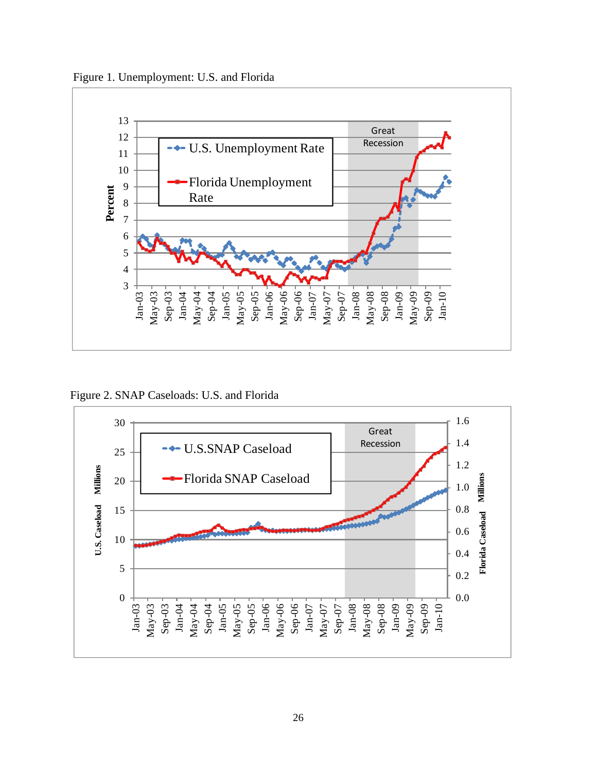Figure 1. Unemployment: U.S. and Florida

Figure 2. SNAP Caseloads: U.S. and Florida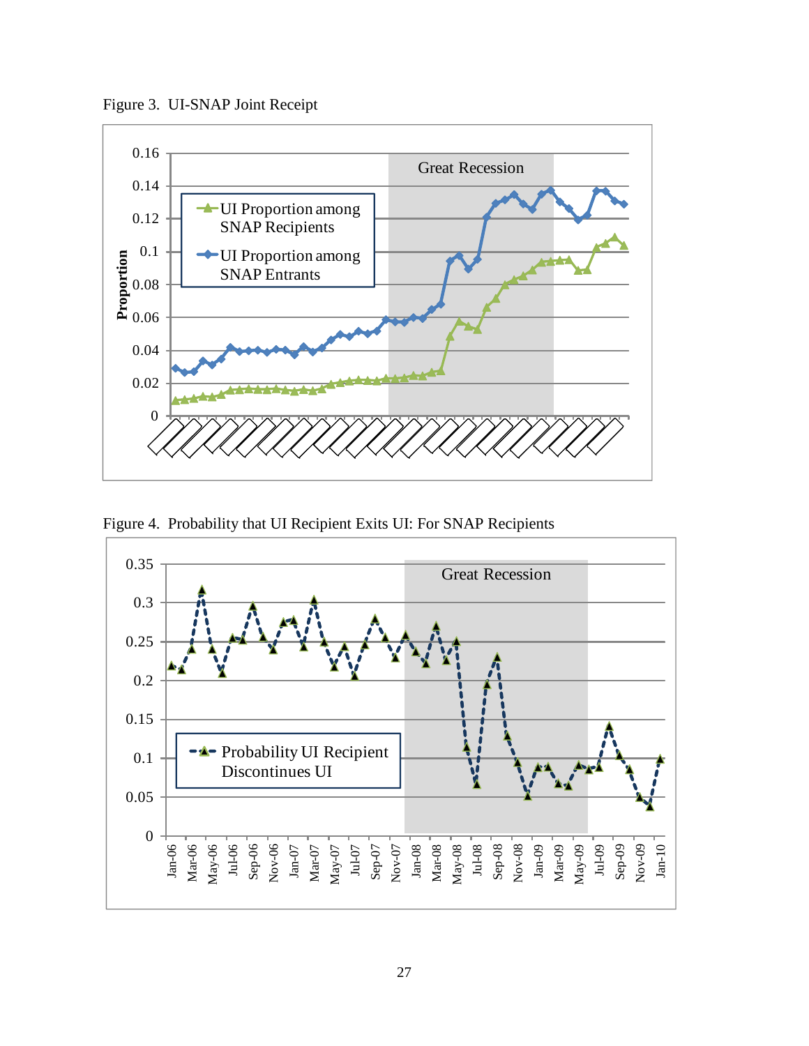Figure 3. UI-SNAP Joint Receipt

Figure 4. Probability that UI Recipient Exits UI: For SNAP Recipients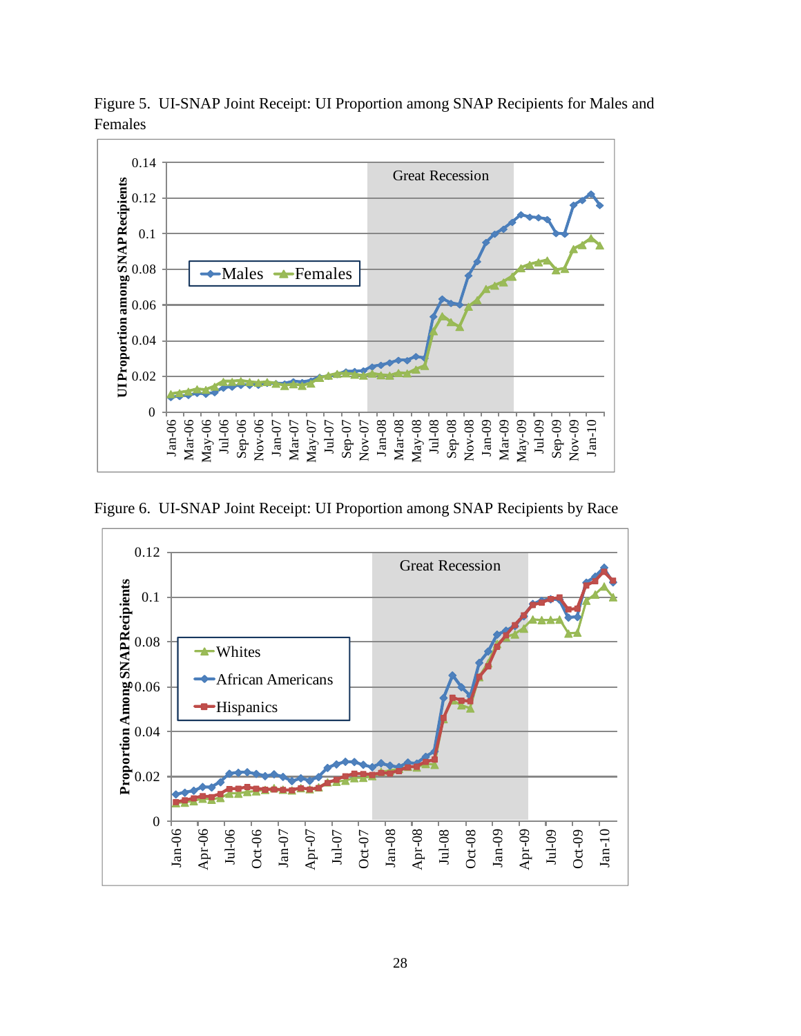Figure 5. UI-SNAP Joint Receipt: UI Proportion among SNAP Recipients for Males and Females

Figure 6. UI-SNAP Joint Receipt: UI Proportion among SNAP Recipients by Race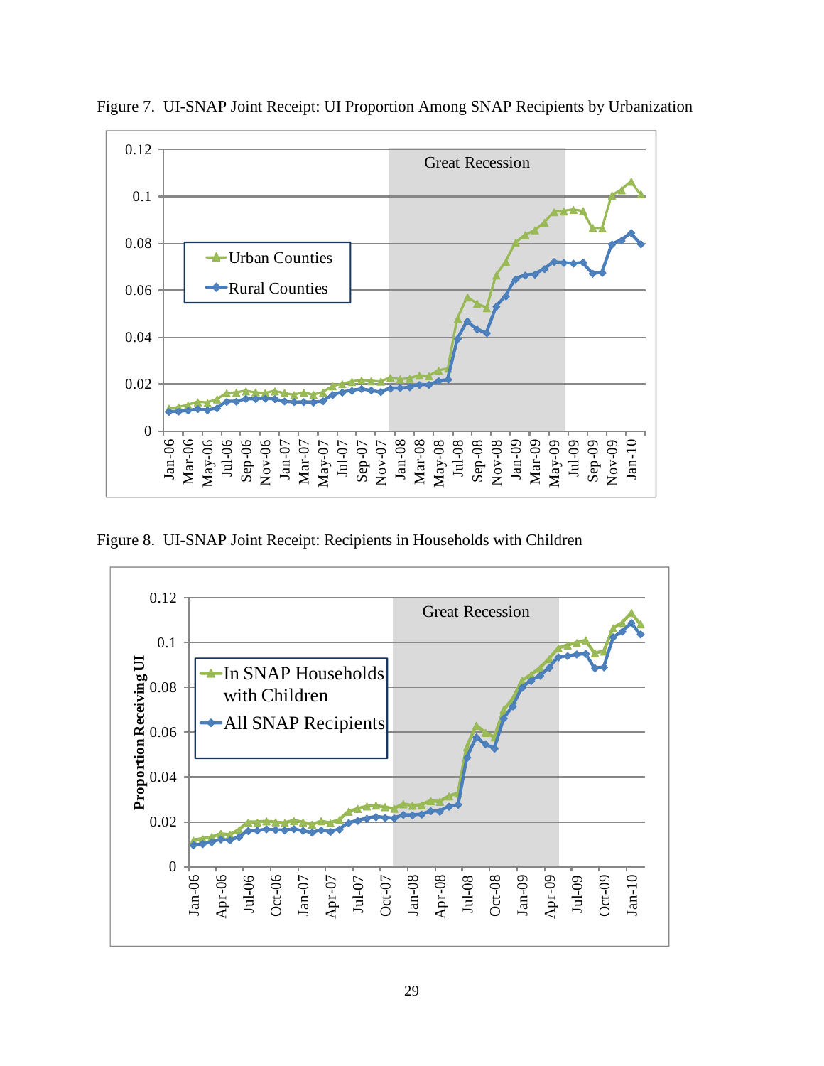Figure 7. UI-SNAP Joint Receipt: UI Proportion Among SNAP Recipients by Urbanization

Figure 8. UI-SNAP Joint Receipt: Recipients in Households with Children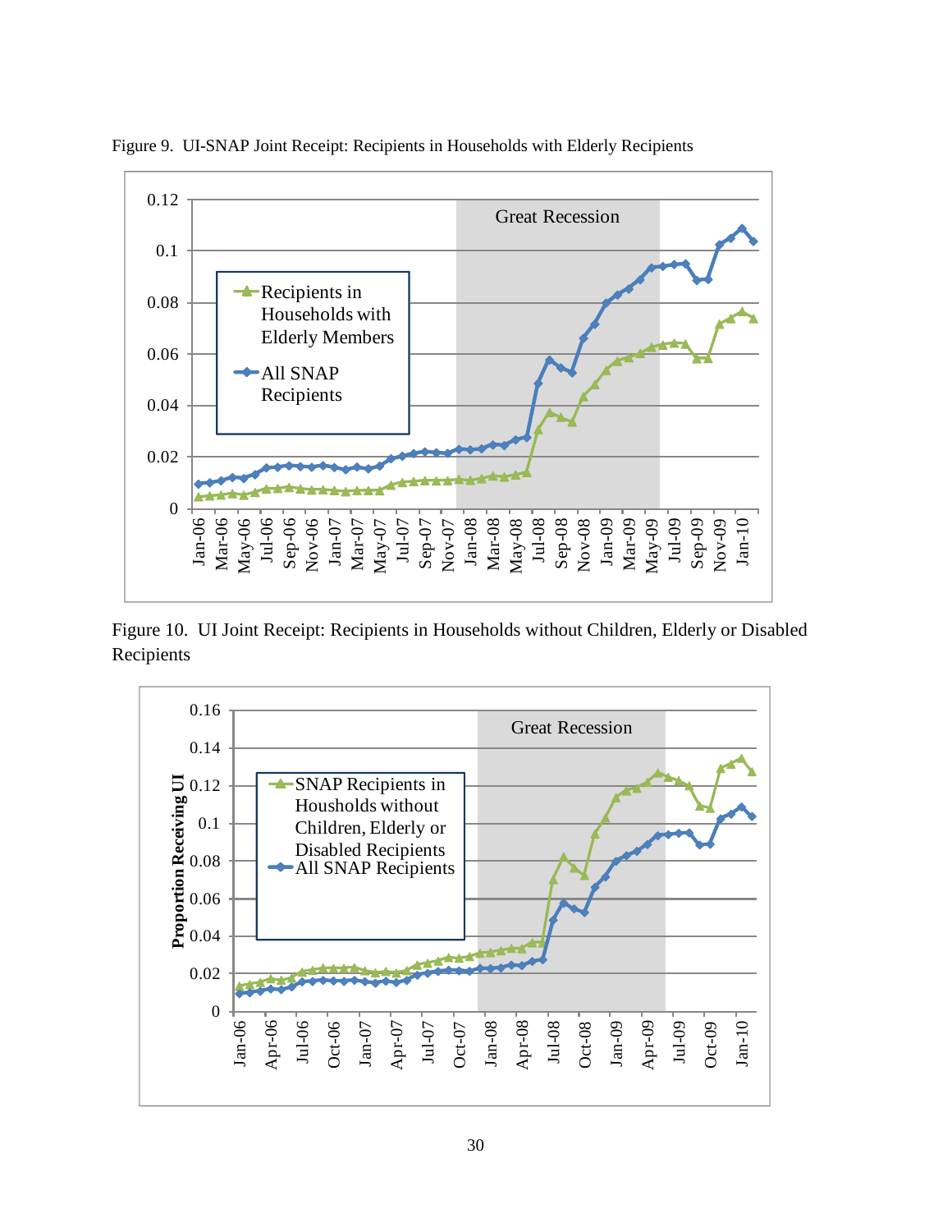Figure 9. UI-SNAP Joint Receipt: Recipients in Households with Elderly Recipients

Figure 10. UI Joint Receipt: Recipients in Households without Children, Elderly or Disabled Recipients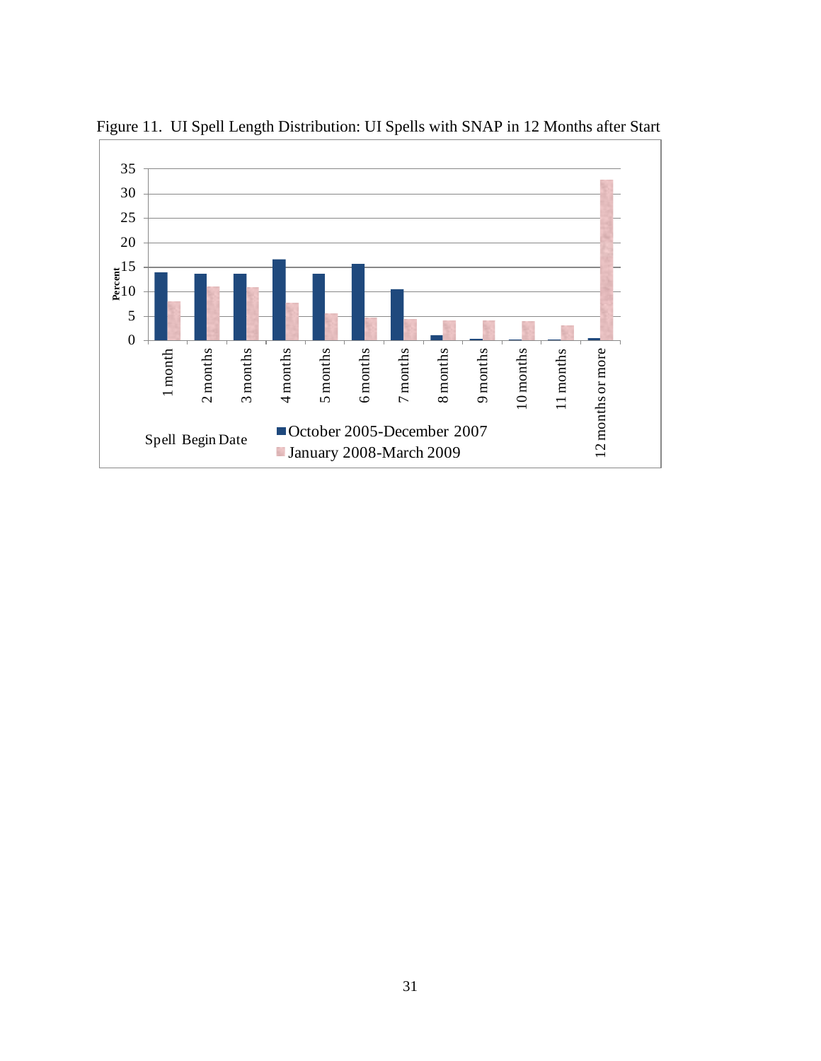Figure 11. UI Spell Length Distribution: UI Spells with SNAP in 12 Months after Start

Spell Begin Date
- October 2005-December 2007
- January 2008-March 2009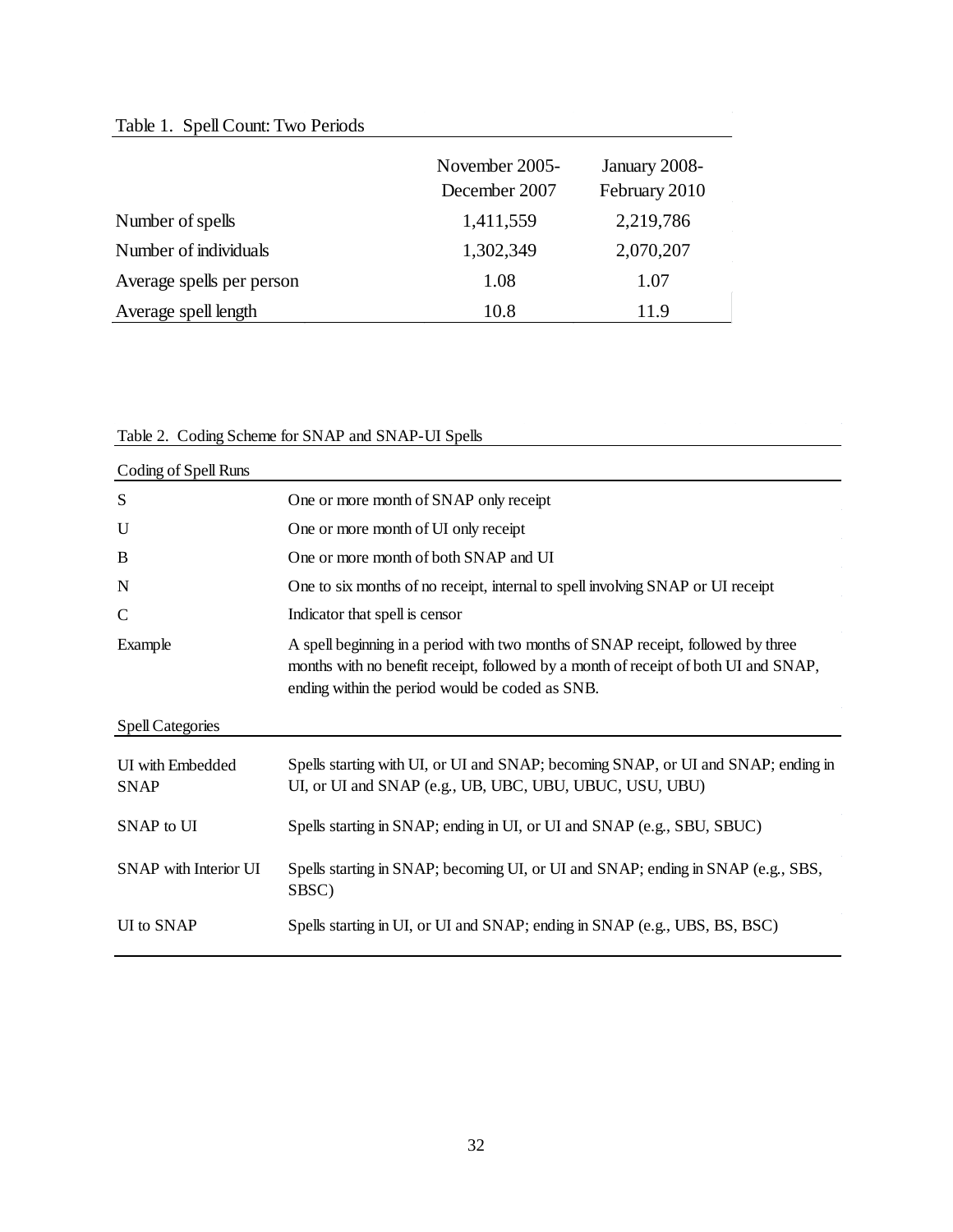Table 1. Spell Count: Two Periods

| | November 2005-December 2007 | January 2008-February 2010 |
|---|---|---|
| Number of spells | 1,411,559 | 2,219,786 |
| Number of individuals | 1,302,349 | 2,070,207 |
| Average spells per person | 1.08 | 1.07 |
| Average spell length | 10.8 | 11.9 |

Table 2. Coding Scheme for SNAP and SNAP-UI Spells

| Coding of Spell Runs | |
|---|---|
| S | One or more month of SNAP only receipt |
| U | One or more month of UI only receipt |
| B | One or more month of both SNAP and UI |
| N | One to six months of no receipt, internal to spell involving SNAP or UI receipt |
| C | Indicator that spell is censor |
| Example | A spell beginning in a period with two months of SNAP receipt, followed by three months with no benefit receipt, followed by a month of receipt of both UI and SNAP, ending within the period would be coded as SNB. |
| **Spell Categories** | |
| UI with Embedded SNAP | Spells starting with UI, or UI and SNAP; becoming SNAP, or UI and SNAP; ending in UI, or UI and SNAP (e.g., UB, UBC, UBU, UBUC, USU, UBU) |
| SNAP to UI | Spells starting in SNAP; ending in UI, or UI and SNAP (e.g., SBU, SBUC) |
| SNAP with Interior UI | Spells starting in SNAP; becoming UI, or UI and SNAP; ending in SNAP (e.g., SBS, SBSC) |
| UI to SNAP | Spells starting in UI, or UI and SNAP; ending in SNAP (e.g., UBS, BS, BSC) |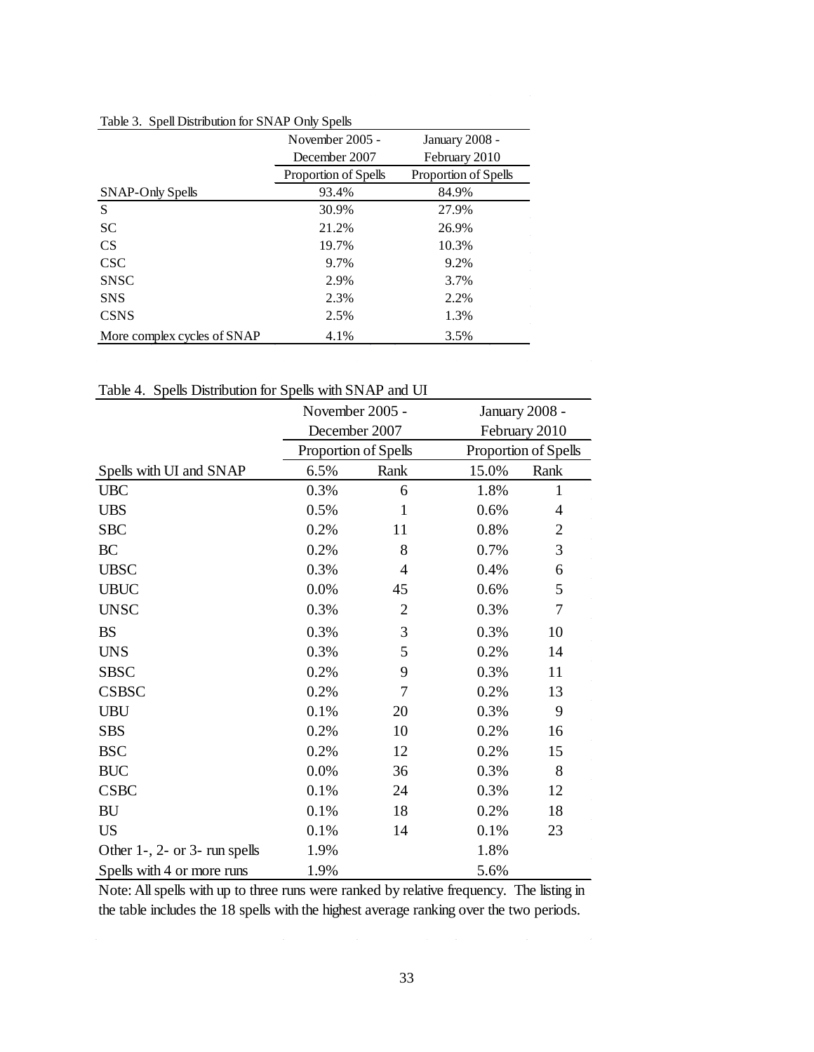Table 3. Spell Distribution for SNAP Only Spells

| | November 2005 - December 2007 | January 2008 - February 2010 |
|---|---|---|
| | Proportion of Spells | Proportion of Spells |
| SNAP-Only Spells | 93.4% | 84.9% |
| S | 30.9% | 27.9% |
| SC | 21.2% | 26.9% |
| CS | 19.7% | 10.3% |
| CSC | 9.7% | 9.2% |
| SNSC | 2.9% | 3.7% |
| SNS | 2.3% | 2.2% |
| CSNS | 2.5% | 1.3% |
| More complex cycles of SNAP | 4.1% | 3.5% |

Table 4. Spells Distribution for Spells with SNAP and UI

| | November 2005 - December 2007 | | January 2008 - February 2010 | |
|---|---|---|---|---|
| | Proportion of Spells | | Proportion of Spells | |
| Spells with UI and SNAP | 6.5% | Rank | 15.0% | Rank |
| UBC | 0.3% | 6 | 1.8% | 1 |
| UBS | 0.5% | 1 | 0.6% | 4 |
| SBC | 0.2% | 11 | 0.8% | 2 |
| BC | 0.2% | 8 | 0.7% | 3 |
| UBSC | 0.3% | 4 | 0.4% | 6 |
| UBUC | 0.0% | 45 | 0.6% | 5 |
| UNSC | 0.3% | 2 | 0.3% | 7 |
| BS | 0.3% | 3 | 0.3% | 10 |
| UNS | 0.3% | 5 | 0.2% | 14 |
| SBSC | 0.2% | 9 | 0.3% | 11 |
| CSBSC | 0.2% | 7 | 0.2% | 13 |
| UBU | 0.1% | 20 | 0.3% | 9 |
| SBS | 0.2% | 10 | 0.2% | 16 |
| BSC | 0.2% | 12 | 0.2% | 15 |
| BUC | 0.0% | 36 | 0.3% | 8 |
| CSBC | 0.1% | 24 | 0.3% | 12 |
| BU | 0.1% | 18 | 0.2% | 18 |
| US | 0.1% | 14 | 0.1% | 23 |
| Other 1-, 2- or 3- run spells | 1.9% | | 1.8% | |
| Spells with 4 or more runs | 1.9% | | 5.6% | |

Note: All spells with up to three runs were ranked by relative frequency. The listing in the table includes the 18 spells with the highest average ranking over the two periods.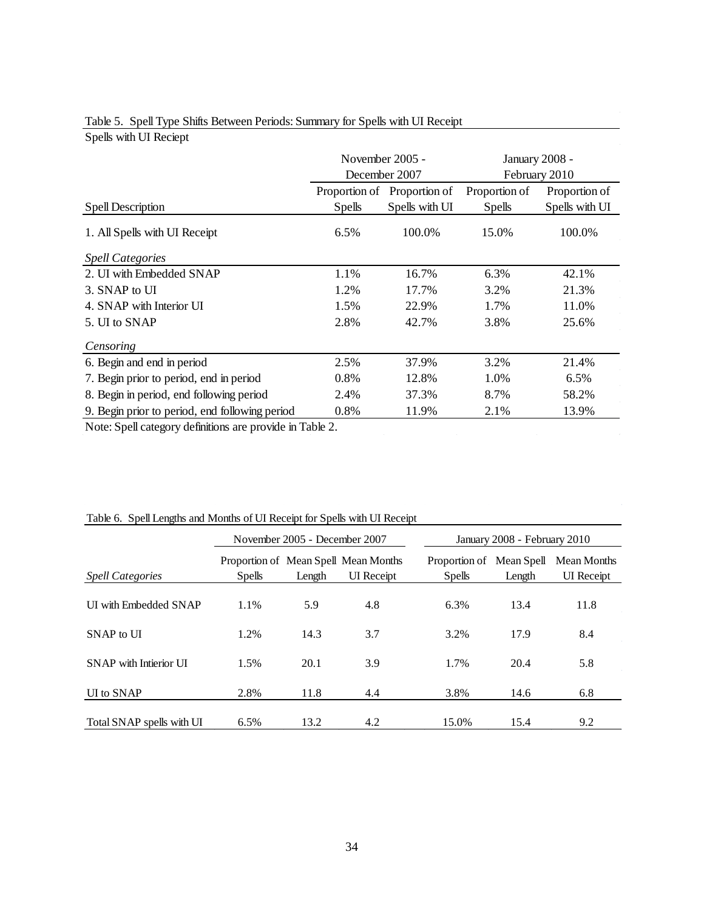Table 5. Spell Type Shifts Between Periods: Summary for Spells with UI Receipt

Spells with UI Reciept

| Spell Description | November 2005 - December 2007 | | January 2008 - February 2010 | |
|---|---|---|---|---|
| | Proportion of Spells | Proportion of Spells with UI | Proportion of Spells | Proportion of Spells with UI |
| 1. All Spells with UI Receipt | 6.5% | 100.0% | 15.0% | 100.0% |
| *Spell Categories* | | | | |
| 2. UI with Embedded SNAP | 1.1% | 16.7% | 6.3% | 42.1% |
| 3. SNAP to UI | 1.2% | 17.7% | 3.2% | 21.3% |
| 4. SNAP with Interior UI | 1.5% | 22.9% | 1.7% | 11.0% |
| 5. UI to SNAP | 2.8% | 42.7% | 3.8% | 25.6% |
| *Censoring* | | | | |
| 6. Begin and end in period | 2.5% | 37.9% | 3.2% | 21.4% |
| 7. Begin prior to period, end in period | 0.8% | 12.8% | 1.0% | 6.5% |
| 8. Begin in period, end following period | 2.4% | 37.3% | 8.7% | 58.2% |
| 9. Begin prior to period, end following period | 0.8% | 11.9% | 2.1% | 13.9% |

Note: Spell category definitions are provide in Table 2.

Table 6. Spell Lengths and Months of UI Receipt for Spells with UI Receipt

| *Spell Categories* | November 2005 - December 2007 | | | January 2008 - February 2010 | | |
|---|---|---|---|---|---|---|
| | Proportion of Spells | Mean Spell Length | Mean Months UI Receipt | Proportion of Spells | Mean Spell Length | Mean Months UI Receipt |
| UI with Embedded SNAP | 1.1% | 5.9 | 4.8 | 6.3% | 13.4 | 11.8 |
| SNAP to UI | 1.2% | 14.3 | 3.7 | 3.2% | 17.9 | 8.4 |
| SNAP with Intierior UI | 1.5% | 20.1 | 3.9 | 1.7% | 20.4 | 5.8 |
| UI to SNAP | 2.8% | 11.8 | 4.4 | 3.8% | 14.6 | 6.8 |
| Total SNAP spells with UI | 6.5% | 13.2 | 4.2 | 15.0% | 15.4 | 9.2 |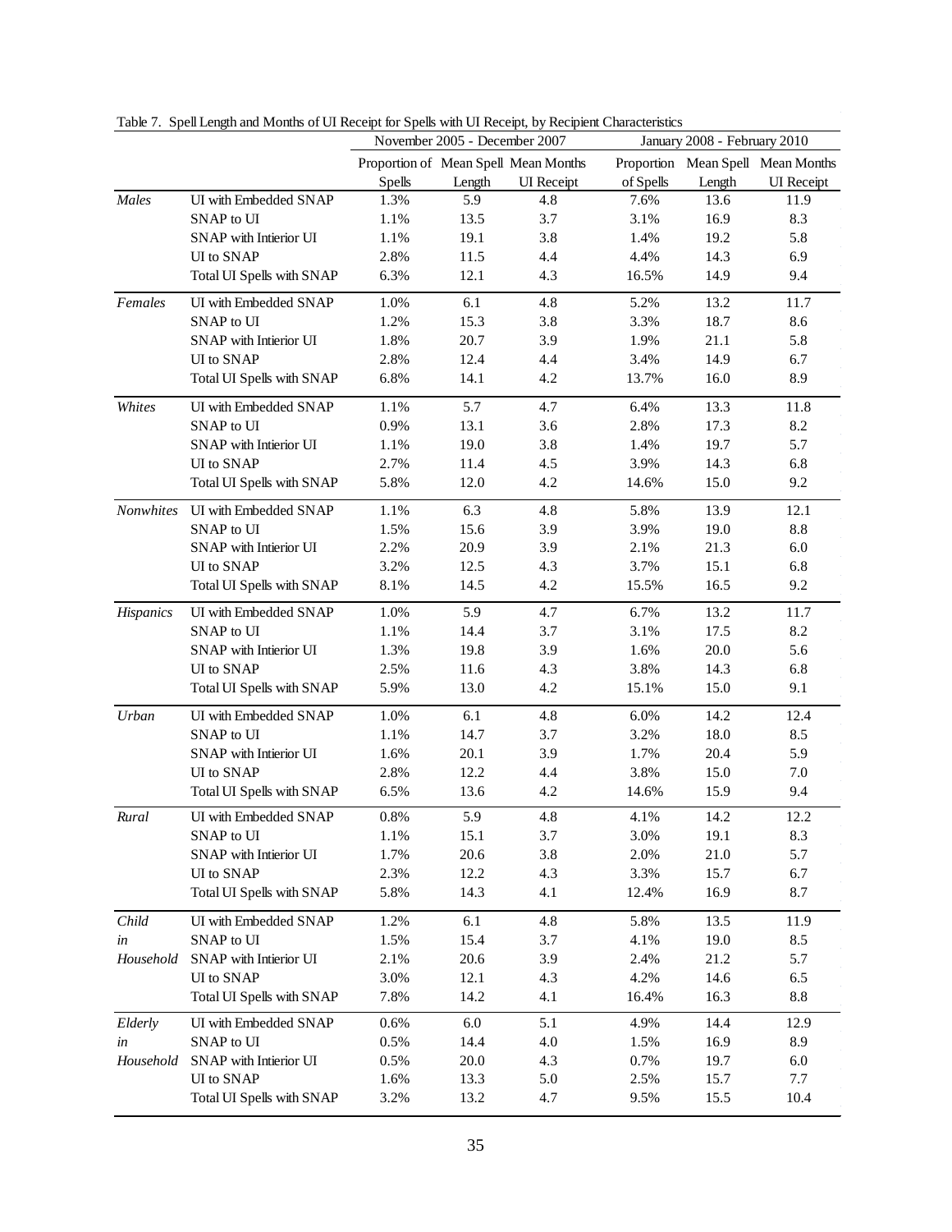Table 7. Spell Length and Months of UI Receipt for Spells with UI Receipt, by Recipient Characteristics

| | | November 2005 - December 2007 | | | January 2008 - February 2010 | | |
|---|---|---|---|---|---|---|---|
| | | Proportion of Spells | Mean Spell Length | Mean Months UI Receipt | Proportion of Spells | Mean Spell Length | Mean Months UI Receipt |
| *Males* | UI with Embedded SNAP | 1.3% | 5.9 | 4.8 | 7.6% | 13.6 | 11.9 |
| | SNAP to UI | 1.1% | 13.5 | 3.7 | 3.1% | 16.9 | 8.3 |
| | SNAP with Intierior UI | 1.1% | 19.1 | 3.8 | 1.4% | 19.2 | 5.8 |
| | UI to SNAP | 2.8% | 11.5 | 4.4 | 4.4% | 14.3 | 6.9 |
| | Total UI Spells with SNAP | 6.3% | 12.1 | 4.3 | 16.5% | 14.9 | 9.4 |
| *Females* | UI with Embedded SNAP | 1.0% | 6.1 | 4.8 | 5.2% | 13.2 | 11.7 |
| | SNAP to UI | 1.2% | 15.3 | 3.8 | 3.3% | 18.7 | 8.6 |
| | SNAP with Intierior UI | 1.8% | 20.7 | 3.9 | 1.9% | 21.1 | 5.8 |
| | UI to SNAP | 2.8% | 12.4 | 4.4 | 3.4% | 14.9 | 6.7 |
| | Total UI Spells with SNAP | 6.8% | 14.1 | 4.2 | 13.7% | 16.0 | 8.9 |
| *Whites* | UI with Embedded SNAP | 1.1% | 5.7 | 4.7 | 6.4% | 13.3 | 11.8 |
| | SNAP to UI | 0.9% | 13.1 | 3.6 | 2.8% | 17.3 | 8.2 |
| | SNAP with Intierior UI | 1.1% | 19.0 | 3.8 | 1.4% | 19.7 | 5.7 |
| | UI to SNAP | 2.7% | 11.4 | 4.5 | 3.9% | 14.3 | 6.8 |
| | Total UI Spells with SNAP | 5.8% | 12.0 | 4.2 | 14.6% | 15.0 | 9.2 |
| *Nonwhites* | UI with Embedded SNAP | 1.1% | 6.3 | 4.8 | 5.8% | 13.9 | 12.1 |
| | SNAP to UI | 1.5% | 15.6 | 3.9 | 3.9% | 19.0 | 8.8 |
| | SNAP with Intierior UI | 2.2% | 20.9 | 3.9 | 2.1% | 21.3 | 6.0 |
| | UI to SNAP | 3.2% | 12.5 | 4.3 | 3.7% | 15.1 | 6.8 |
| | Total UI Spells with SNAP | 8.1% | 14.5 | 4.2 | 15.5% | 16.5 | 9.2 |
| *Hispanics* | UI with Embedded SNAP | 1.0% | 5.9 | 4.7 | 6.7% | 13.2 | 11.7 |
| | SNAP to UI | 1.1% | 14.4 | 3.7 | 3.1% | 17.5 | 8.2 |
| | SNAP with Intierior UI | 1.3% | 19.8 | 3.9 | 1.6% | 20.0 | 5.6 |
| | UI to SNAP | 2.5% | 11.6 | 4.3 | 3.8% | 14.3 | 6.8 |
| | Total UI Spells with SNAP | 5.9% | 13.0 | 4.2 | 15.1% | 15.0 | 9.1 |
| *Urban* | UI with Embedded SNAP | 1.0% | 6.1 | 4.8 | 6.0% | 14.2 | 12.4 |
| | SNAP to UI | 1.1% | 14.7 | 3.7 | 3.2% | 18.0 | 8.5 |
| | SNAP with Intierior UI | 1.6% | 20.1 | 3.9 | 1.7% | 20.4 | 5.9 |
| | UI to SNAP | 2.8% | 12.2 | 4.4 | 3.8% | 15.0 | 7.0 |
| | Total UI Spells with SNAP | 6.5% | 13.6 | 4.2 | 14.6% | 15.9 | 9.4 |
| *Rural* | UI with Embedded SNAP | 0.8% | 5.9 | 4.8 | 4.1% | 14.2 | 12.2 |
| | SNAP to UI | 1.1% | 15.1 | 3.7 | 3.0% | 19.1 | 8.3 |
| | SNAP with Intierior UI | 1.7% | 20.6 | 3.8 | 2.0% | 21.0 | 5.7 |
| | UI to SNAP | 2.3% | 12.2 | 4.3 | 3.3% | 15.7 | 6.7 |
| | Total UI Spells with SNAP | 5.8% | 14.3 | 4.1 | 12.4% | 16.9 | 8.7 |
| *Child in Household* | UI with Embedded SNAP | 1.2% | 6.1 | 4.8 | 5.8% | 13.5 | 11.9 |
| | SNAP to UI | 1.5% | 15.4 | 3.7 | 4.1% | 19.0 | 8.5 |
| | SNAP with Intierior UI | 2.1% | 20.6 | 3.9 | 2.4% | 21.2 | 5.7 |
| | UI to SNAP | 3.0% | 12.1 | 4.3 | 4.2% | 14.6 | 6.5 |
| | Total UI Spells with SNAP | 7.8% | 14.2 | 4.1 | 16.4% | 16.3 | 8.8 |
| *Elderly in Household* | UI with Embedded SNAP | 0.6% | 6.0 | 5.1 | 4.9% | 14.4 | 12.9 |
| | SNAP to UI | 0.5% | 14.4 | 4.0 | 1.5% | 16.9 | 8.9 |
| | SNAP with Intierior UI | 0.5% | 20.0 | 4.3 | 0.7% | 19.7 | 6.0 |
| | UI to SNAP | 1.6% | 13.3 | 5.0 | 2.5% | 15.7 | 7.7 |
| | Total UI Spells with SNAP | 3.2% | 13.2 | 4.7 | 9.5% | 15.5 | 10.4 |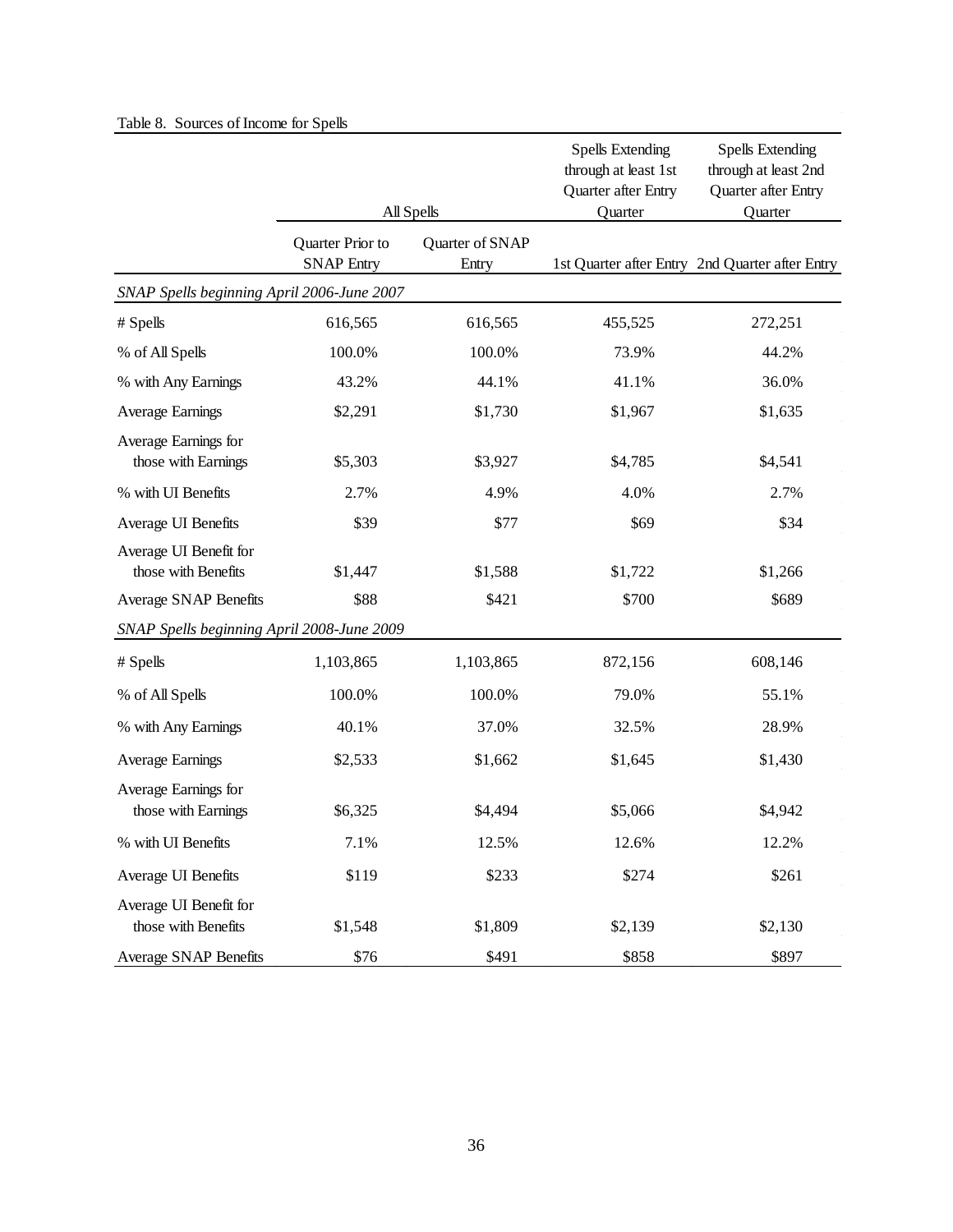Table 8. Sources of Income for Spells

| | All Spells | | Spells Extending through at least 1st Quarter after Entry Quarter | Spells Extending through at least 2nd Quarter after Entry Quarter |
|---|---|---|---|---|
| | Quarter Prior to SNAP Entry | Quarter of SNAP Entry | 1st Quarter after Entry | 2nd Quarter after Entry |
| *SNAP Spells beginning April 2006-June 2007* | | | | |
| # Spells | 616,565 | 616,565 | 455,525 | 272,251 |
| % of All Spells | 100.0% | 100.0% | 73.9% | 44.2% |
| % with Any Earnings | 43.2% | 44.1% | 41.1% | 36.0% |
| Average Earnings | $2,291 | $1,730 | $1,967 | $1,635 |
| Average Earnings for those with Earnings | $5,303 | $3,927 | $4,785 | $4,541 |
| % with UI Benefits | 2.7% | 4.9% | 4.0% | 2.7% |
| Average UI Benefits | $39 | $77 | $69 | $34 |
| Average UI Benefit for those with Benefits | $1,447 | $1,588 | $1,722 | $1,266 |
| Average SNAP Benefits | $88 | $421 | $700 | $689 |
| *SNAP Spells beginning April 2008-June 2009* | | | | |
| # Spells | 1,103,865 | 1,103,865 | 872,156 | 608,146 |
| % of All Spells | 100.0% | 100.0% | 79.0% | 55.1% |
| % with Any Earnings | 40.1% | 37.0% | 32.5% | 28.9% |
| Average Earnings | $2,533 | $1,662 | $1,645 | $1,430 |
| Average Earnings for those with Earnings | $6,325 | $4,494 | $5,066 | $4,942 |
| % with UI Benefits | 7.1% | 12.5% | 12.6% | 12.2% |
| Average UI Benefits | $119 | $233 | $274 | $261 |
| Average UI Benefit for those with Benefits | $1,548 | $1,809 | $2,139 | $2,130 |
| Average SNAP Benefits | $76 | $491 | $858 | $897 |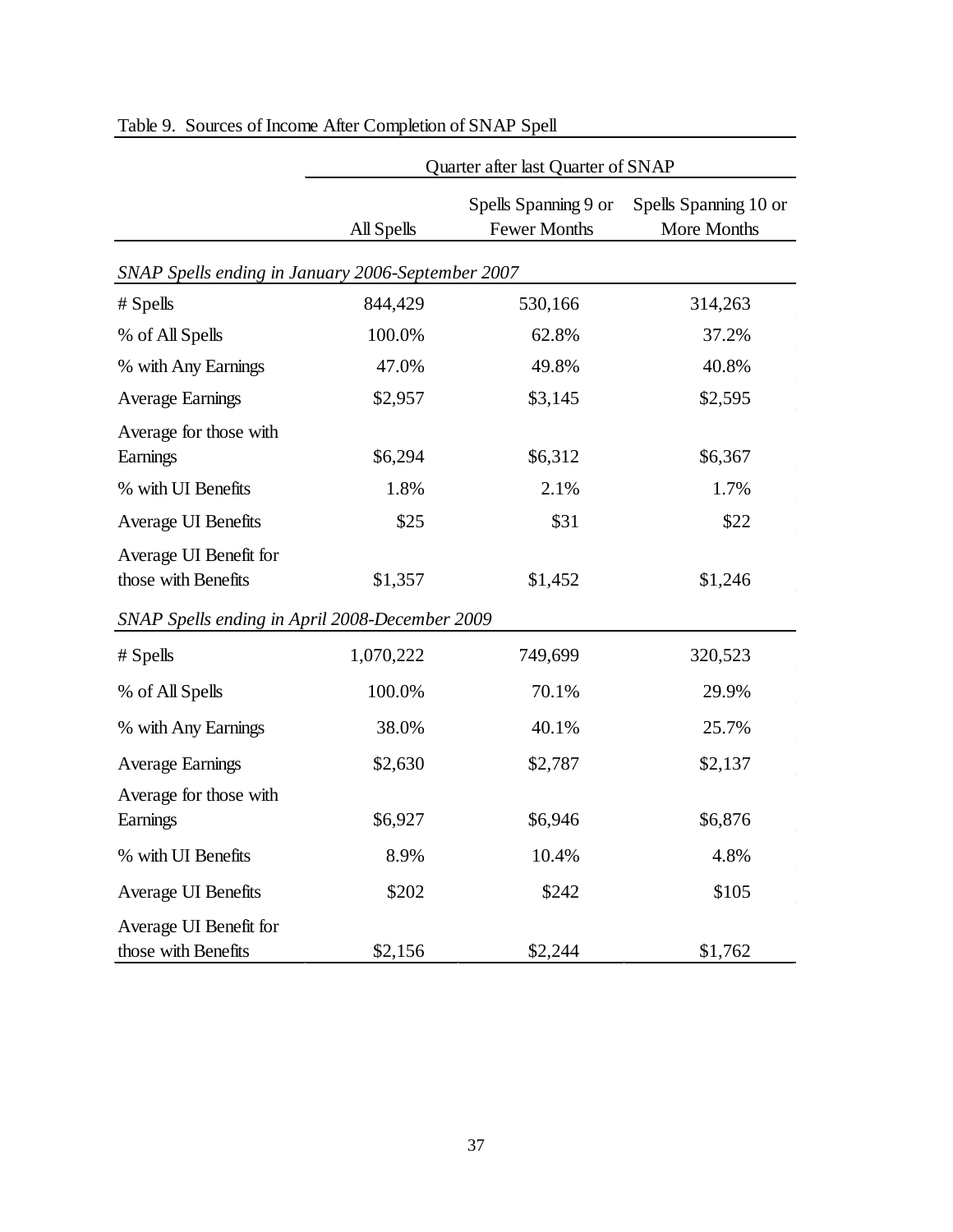Table 9. Sources of Income After Completion of SNAP Spell

| | Quarter after last Quarter of SNAP | | |
|---|---|---|---|
| | All Spells | Spells Spanning 9 or Fewer Months | Spells Spanning 10 or More Months |
| *SNAP Spells ending in January 2006-September 2007* | | | |
| # Spells | 844,429 | 530,166 | 314,263 |
| % of All Spells | 100.0% | 62.8% | 37.2% |
| % with Any Earnings | 47.0% | 49.8% | 40.8% |
| Average Earnings | $2,957 | $3,145 | $2,595 |
| Average for those with Earnings | $6,294 | $6,312 | $6,367 |
| % with UI Benefits | 1.8% | 2.1% | 1.7% |
| Average UI Benefits | $25 | $31 | $22 |
| Average UI Benefit for those with Benefits | $1,357 | $1,452 | $1,246 |
| *SNAP Spells ending in April 2008-December 2009* | | | |
| # Spells | 1,070,222 | 749,699 | 320,523 |
| % of All Spells | 100.0% | 70.1% | 29.9% |
| % with Any Earnings | 38.0% | 40.1% | 25.7% |
| Average Earnings | $2,630 | $2,787 | $2,137 |
| Average for those with Earnings | $6,927 | $6,946 | $6,876 |
| % with UI Benefits | 8.9% | 10.4% | 4.8% |
| Average UI Benefits | $202 | $242 | $105 |
| Average UI Benefit for those with Benefits | $2,156 | $2,244 | $1,762 |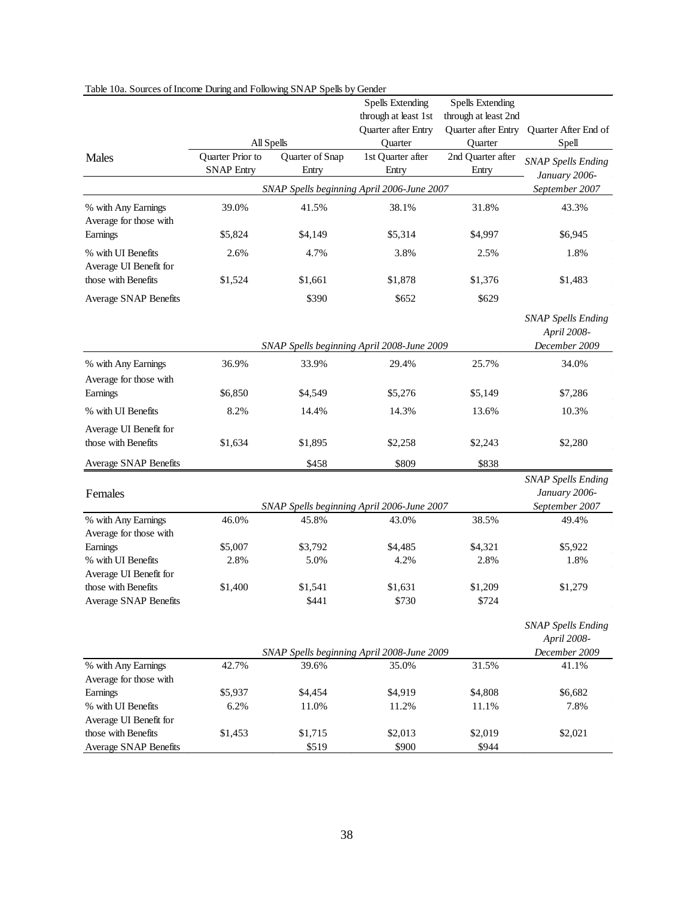Table 10a. Sources of Income During and Following SNAP Spells by Gender

| | All Spells | | Spells Extending through at least 1st Quarter after Entry Quarter | Spells Extending through at least 2nd Quarter after Entry Quarter | Quarter After End of Spell |
|---|---|---|---|---|---|
| **Males** | Quarter Prior to SNAP Entry | Quarter of Snap Entry | 1st Quarter after Entry | 2nd Quarter after Entry | *SNAP Spells Ending January 2006-September 2007* |
| | *SNAP Spells beginning April 2006-June 2007* | | | | |
| % with Any Earnings | 39.0% | 41.5% | 38.1% | 31.8% | 43.3% |
| Average for those with Earnings | $5,824 | $4,149 | $5,314 | $4,997 | $6,945 |
| % with UI Benefits | 2.6% | 4.7% | 3.8% | 2.5% | 1.8% |
| Average UI Benefit for those with Benefits | $1,524 | $1,661 | $1,878 | $1,376 | $1,483 |
| Average SNAP Benefits | | $390 | $652 | $629 | |
| | *SNAP Spells beginning April 2008-June 2009* | | | | *SNAP Spells Ending April 2008-December 2009* |
| % with Any Earnings | 36.9% | 33.9% | 29.4% | 25.7% | 34.0% |
| Average for those with Earnings | $6,850 | $4,549 | $5,276 | $5,149 | $7,286 |
| % with UI Benefits | 8.2% | 14.4% | 14.3% | 13.6% | 10.3% |
| Average UI Benefit for those with Benefits | $1,634 | $1,895 | $2,258 | $2,243 | $2,280 |
| Average SNAP Benefits | | $458 | $809 | $838 | |
| **Females** | *SNAP Spells beginning April 2006-June 2007* | | | | *SNAP Spells Ending January 2006-September 2007* |
| % with Any Earnings | 46.0% | 45.8% | 43.0% | 38.5% | 49.4% |
| Average for those with Earnings | $5,007 | $3,792 | $4,485 | $4,321 | $5,922 |
| % with UI Benefits | 2.8% | 5.0% | 4.2% | 2.8% | 1.8% |
| Average UI Benefit for those with Benefits | $1,400 | $1,541 | $1,631 | $1,209 | $1,279 |
| Average SNAP Benefits | | $441 | $730 | $724 | |
| | *SNAP Spells beginning April 2008-June 2009* | | | | *SNAP Spells Ending April 2008-December 2009* |
| % with Any Earnings | 42.7% | 39.6% | 35.0% | 31.5% | 41.1% |
| Average for those with Earnings | $5,937 | $4,454 | $4,919 | $4,808 | $6,682 |
| % with UI Benefits | 6.2% | 11.0% | 11.2% | 11.1% | 7.8% |
| Average UI Benefit for those with Benefits | $1,453 | $1,715 | $2,013 | $2,019 | $2,021 |
| Average SNAP Benefits | | $519 | $900 | $944 | |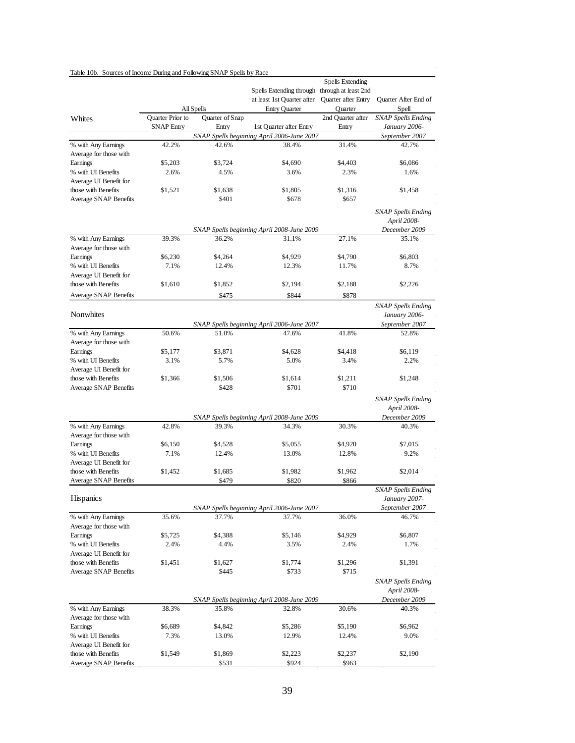Table 10b. Sources of Income During and Following SNAP Spells by Race

| | All Spells | | Spells Extending through at least 1st Quarter after Entry Quarter | Spells Extending through at least 2nd Quarter after Entry Quarter | Quarter After End of Spell |
|---|---|---|---|---|---|
| **Whites** | Quarter Prior to SNAP Entry | Quarter of Snap Entry | 1st Quarter after Entry | 2nd Quarter after Entry | *SNAP Spells Ending January 2006-September 2007* |
| | | | *SNAP Spells beginning April 2006-June 2007* | | |
| % with Any Earnings | 42.2% | 42.6% | 38.4% | 31.4% | 42.7% |
| Average for those with Earnings | $5,203 | $3,724 | $4,690 | $4,403 | $6,086 |
| % with UI Benefits | 2.6% | 4.5% | 3.6% | 2.3% | 1.6% |
| Average UI Benefit for those with Benefits | $1,521 | $1,638 | $1,805 | $1,316 | $1,458 |
| Average SNAP Benefits | | $401 | $678 | $657 | |
| | | | *SNAP Spells beginning April 2008-June 2009* | | *SNAP Spells Ending April 2008-December 2009* |
| % with Any Earnings | 39.3% | 36.2% | 31.1% | 27.1% | 35.1% |
| Average for those with Earnings | $6,230 | $4,264 | $4,929 | $4,790 | $6,803 |
| % with UI Benefits | 7.1% | 12.4% | 12.3% | 11.7% | 8.7% |
| Average UI Benefit for those with Benefits | $1,610 | $1,852 | $2,194 | $2,188 | $2,226 |
| Average SNAP Benefits | | $475 | $844 | $878 | |
| **Nonwhites** | | | *SNAP Spells beginning April 2006-June 2007* | | *SNAP Spells Ending January 2006-September 2007* |
| % with Any Earnings | 50.6% | 51.0% | 47.6% | 41.8% | 52.8% |
| Average for those with Earnings | $5,177 | $3,871 | $4,628 | $4,418 | $6,119 |
| % with UI Benefits | 3.1% | 5.7% | 5.0% | 3.4% | 2.2% |
| Average UI Benefit for those with Benefits | $1,366 | $1,506 | $1,614 | $1,211 | $1,248 |
| Average SNAP Benefits | | $428 | $701 | $710 | |
| | | | *SNAP Spells beginning April 2008-June 2009* | | *SNAP Spells Ending April 2008-December 2009* |
| % with Any Earnings | 42.8% | 39.3% | 34.3% | 30.3% | 40.3% |
| Average for those with Earnings | $6,150 | $4,528 | $5,055 | $4,920 | $7,015 |
| % with UI Benefits | 7.1% | 12.4% | 13.0% | 12.8% | 9.2% |
| Average UI Benefit for those with Benefits | $1,452 | $1,685 | $1,982 | $1,962 | $2,014 |
| Average SNAP Benefits | | $479 | $820 | $866 | |
| **Hispanics** | | | *SNAP Spells beginning April 2006-June 2007* | | *SNAP Spells Ending January 2007-September 2007* |
| % with Any Earnings | 35.6% | 37.7% | 37.7% | 36.0% | 46.7% |
| Average for those with Earnings | $5,725 | $4,388 | $5,146 | $4,929 | $6,807 |
| % with UI Benefits | 2.4% | 4.4% | 3.5% | 2.4% | 1.7% |
| Average UI Benefit for those with Benefits | $1,451 | $1,627 | $1,774 | $1,296 | $1,391 |
| Average SNAP Benefits | | $445 | $733 | $715 | |
| | | | *SNAP Spells beginning April 2008-June 2009* | | *SNAP Spells Ending April 2008-December 2009* |
| % with Any Earnings | 38.3% | 35.8% | 32.8% | 30.6% | 40.3% |
| Average for those with Earnings | $6,689 | $4,842 | $5,286 | $5,190 | $6,962 |
| % with UI Benefits | 7.3% | 13.0% | 12.9% | 12.4% | 9.0% |
| Average UI Benefit for those with Benefits | $1,549 | $1,869 | $2,223 | $2,237 | $2,190 |
| Average SNAP Benefits | | $531 | $924 | $963 | |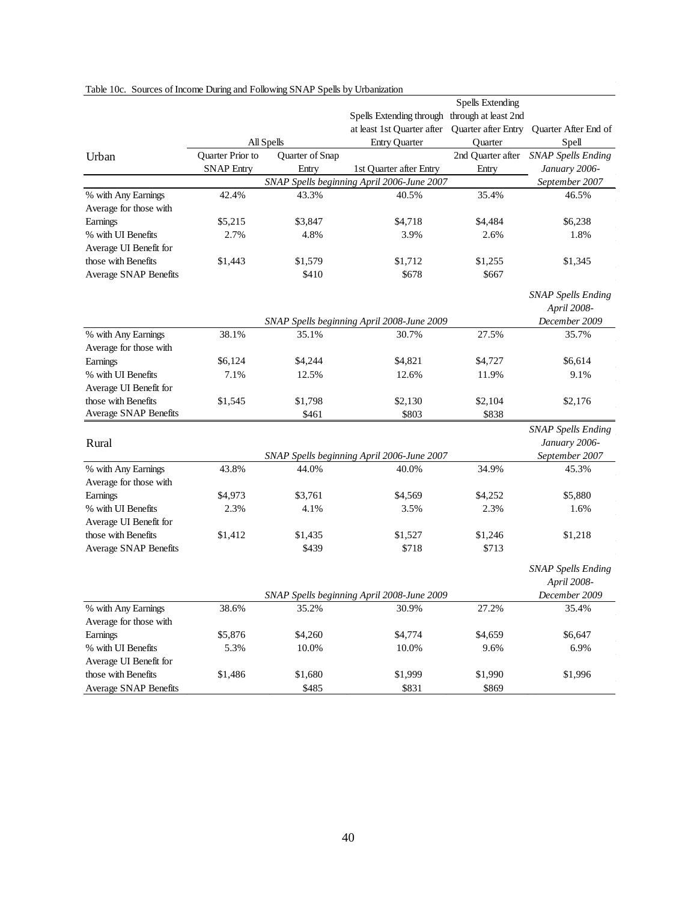Table 10c. Sources of Income During and Following SNAP Spells by Urbanization

| Urban | All Spells | | Spells Extending through at least 1st Quarter after Entry Quarter | Spells Extending through at least 2nd Quarter after Entry Quarter | Quarter After End of Spell |
|---|---|---|---|---|---|
| | Quarter Prior to SNAP Entry | Quarter of Snap Entry | 1st Quarter after Entry | 2nd Quarter after Entry | *SNAP Spells Ending January 2006-September 2007* |
| | *SNAP Spells beginning April 2006-June 2007* | | | | |
| % with Any Earnings | 42.4% | 43.3% | 40.5% | 35.4% | 46.5% |
| Average for those with Earnings | $5,215 | $3,847 | $4,718 | $4,484 | $6,238 |
| % with UI Benefits | 2.7% | 4.8% | 3.9% | 2.6% | 1.8% |
| Average UI Benefit for those with Benefits | $1,443 | $1,579 | $1,712 | $1,255 | $1,345 |
| Average SNAP Benefits | | $410 | $678 | $667 | |
| | *SNAP Spells beginning April 2008-June 2009* | | | | *SNAP Spells Ending April 2008-December 2009* |
| % with Any Earnings | 38.1% | 35.1% | 30.7% | 27.5% | 35.7% |
| Average for those with Earnings | $6,124 | $4,244 | $4,821 | $4,727 | $6,614 |
| % with UI Benefits | 7.1% | 12.5% | 12.6% | 11.9% | 9.1% |
| Average UI Benefit for those with Benefits | $1,545 | $1,798 | $2,130 | $2,104 | $2,176 |
| Average SNAP Benefits | | $461 | $803 | $838 | |
| **Rural** | *SNAP Spells beginning April 2006-June 2007* | | | | *SNAP Spells Ending January 2006-September 2007* |
| % with Any Earnings | 43.8% | 44.0% | 40.0% | 34.9% | 45.3% |
| Average for those with Earnings | $4,973 | $3,761 | $4,569 | $4,252 | $5,880 |
| % with UI Benefits | 2.3% | 4.1% | 3.5% | 2.3% | 1.6% |
| Average UI Benefit for those with Benefits | $1,412 | $1,435 | $1,527 | $1,246 | $1,218 |
| Average SNAP Benefits | | $439 | $718 | $713 | |
| | *SNAP Spells beginning April 2008-June 2009* | | | | *SNAP Spells Ending April 2008-December 2009* |
| % with Any Earnings | 38.6% | 35.2% | 30.9% | 27.2% | 35.4% |
| Average for those with Earnings | $5,876 | $4,260 | $4,774 | $4,659 | $6,647 |
| % with UI Benefits | 5.3% | 10.0% | 10.0% | 9.6% | 6.9% |
| Average UI Benefit for those with Benefits | $1,486 | $1,680 | $1,999 | $1,990 | $1,996 |
| Average SNAP Benefits | | $485 | $831 | $869 | |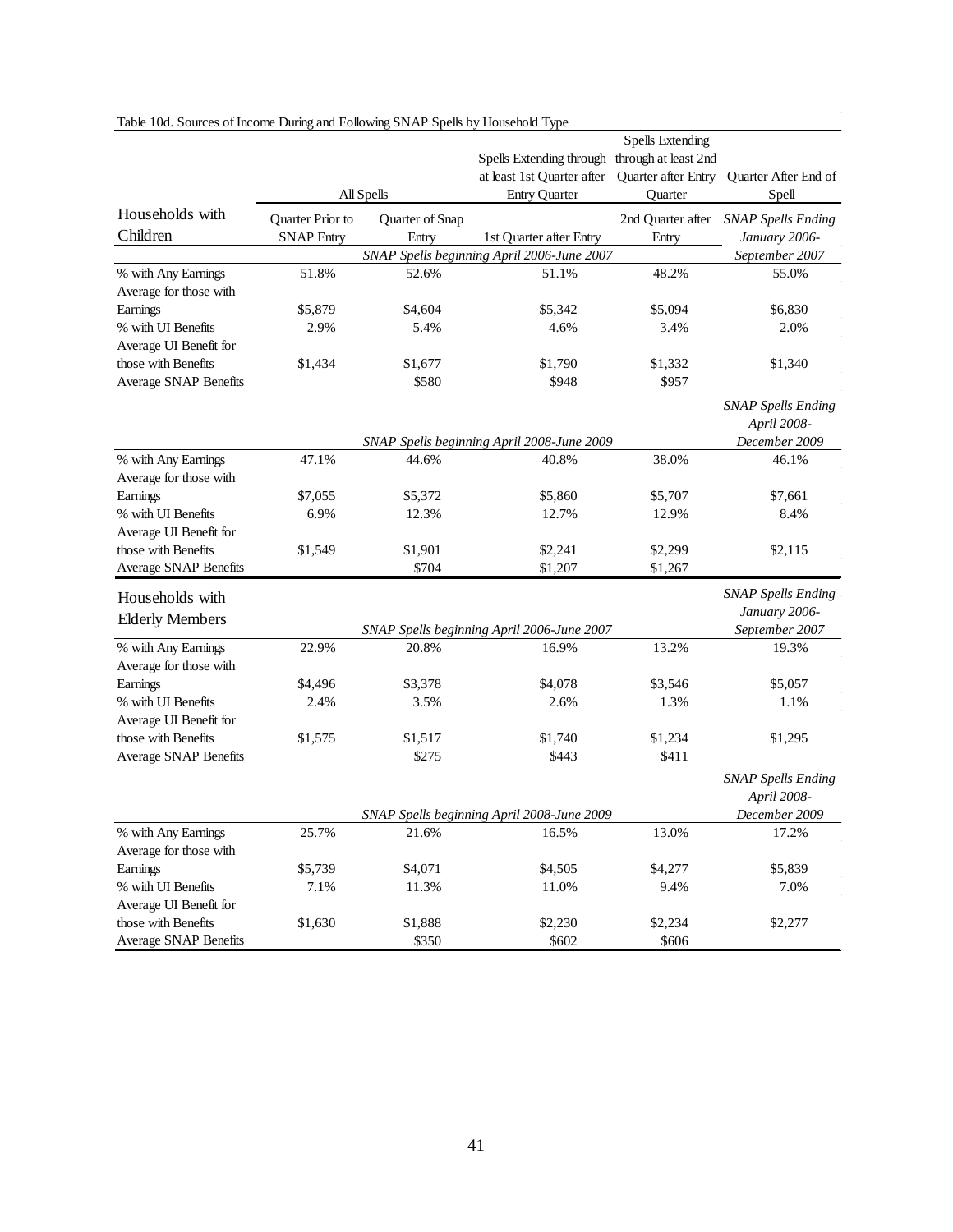Table 10d. Sources of Income During and Following SNAP Spells by Household Type

| | All Spells | | Spells Extending through at least 1st Quarter after Entry Quarter | Spells Extending through at least 2nd Quarter after Entry Quarter | Quarter After End of Spell |
|---|---|---|---|---|---|
| **Households with Children** | Quarter Prior to SNAP Entry | Quarter of Snap Entry | 1st Quarter after Entry | 2nd Quarter after Entry | *SNAP Spells Ending January 2006-September 2007* |
| | *SNAP Spells beginning April 2006-June 2007* | | | | |
| % with Any Earnings | 51.8% | 52.6% | 51.1% | 48.2% | 55.0% |
| Average for those with Earnings | $5,879 | $4,604 | $5,342 | $5,094 | $6,830 |
| % with UI Benefits | 2.9% | 5.4% | 4.6% | 3.4% | 2.0% |
| Average UI Benefit for those with Benefits | $1,434 | $1,677 | $1,790 | $1,332 | $1,340 |
| Average SNAP Benefits | | $580 | $948 | $957 | |
| | *SNAP Spells beginning April 2008-June 2009* | | | | *SNAP Spells Ending April 2008-December 2009* |
| % with Any Earnings | 47.1% | 44.6% | 40.8% | 38.0% | 46.1% |
| Average for those with Earnings | $7,055 | $5,372 | $5,860 | $5,707 | $7,661 |
| % with UI Benefits | 6.9% | 12.3% | 12.7% | 12.9% | 8.4% |
| Average UI Benefit for those with Benefits | $1,549 | $1,901 | $2,241 | $2,299 | $2,115 |
| Average SNAP Benefits | | $704 | $1,207 | $1,267 | |
| **Households with Elderly Members** | *SNAP Spells beginning April 2006-June 2007* | | | | *SNAP Spells Ending January 2006-September 2007* |
| % with Any Earnings | 22.9% | 20.8% | 16.9% | 13.2% | 19.3% |
| Average for those with Earnings | $4,496 | $3,378 | $4,078 | $3,546 | $5,057 |
| % with UI Benefits | 2.4% | 3.5% | 2.6% | 1.3% | 1.1% |
| Average UI Benefit for those with Benefits | $1,575 | $1,517 | $1,740 | $1,234 | $1,295 |
| Average SNAP Benefits | | $275 | $443 | $411 | |
| | *SNAP Spells beginning April 2008-June 2009* | | | | *SNAP Spells Ending April 2008-December 2009* |
| % with Any Earnings | 25.7% | 21.6% | 16.5% | 13.0% | 17.2% |
| Average for those with Earnings | $5,739 | $4,071 | $4,505 | $4,277 | $5,839 |
| % with UI Benefits | 7.1% | 11.3% | 11.0% | 9.4% | 7.0% |
| Average UI Benefit for those with Benefits | $1,630 | $1,888 | $2,230 | $2,234 | $2,277 |
| Average SNAP Benefits | | $350 | $602 | $606 | |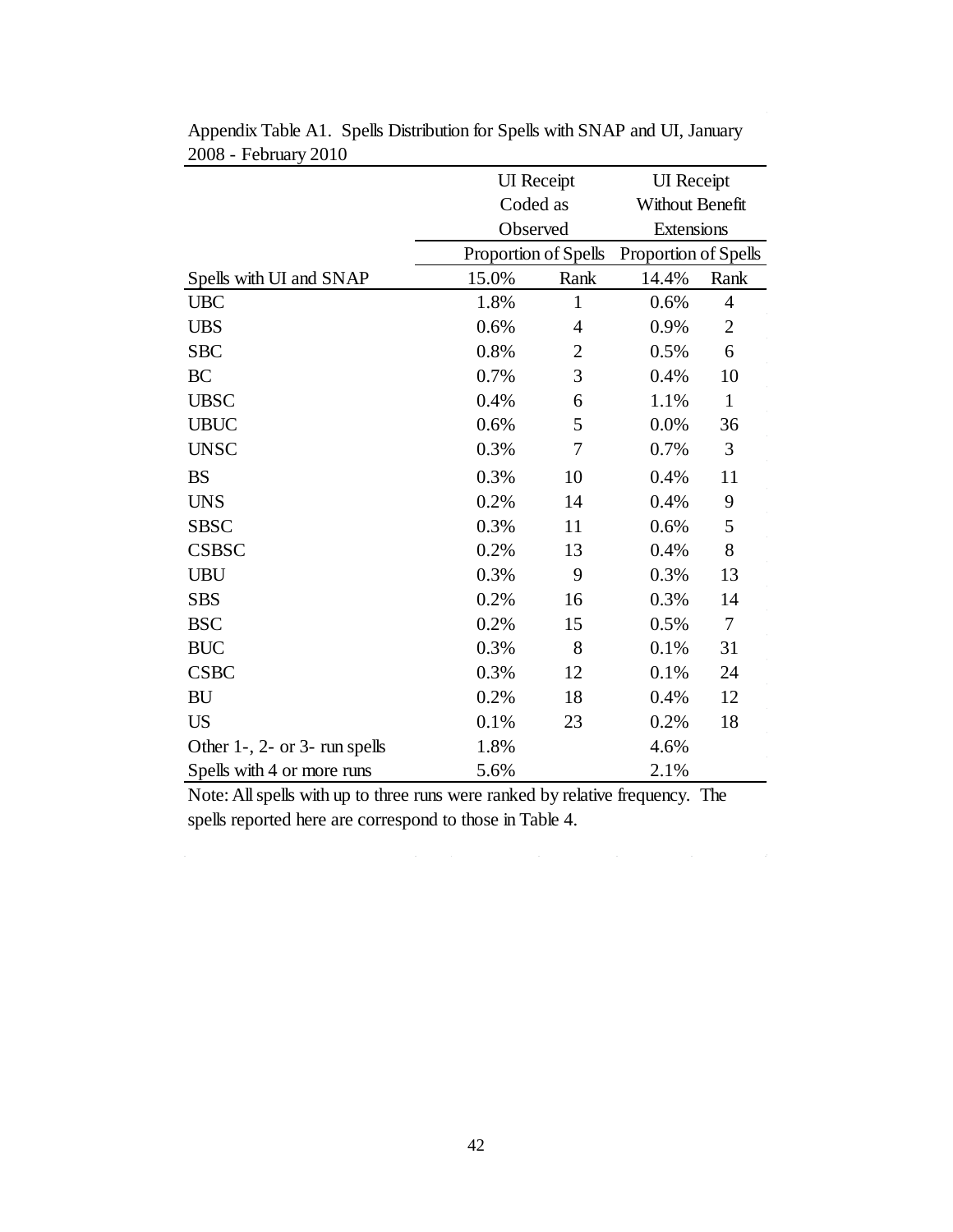Appendix Table A1. Spells Distribution for Spells with SNAP and UI, January 2008 - February 2010

| | UI Receipt Coded as Observed | | UI Receipt Without Benefit Extensions | |
|---|---|---|---|---|
| | Proportion of Spells | | Proportion of Spells | |
| Spells with UI and SNAP | 15.0% | Rank | 14.4% | Rank |
| UBC | 1.8% | 1 | 0.6% | 4 |
| UBS | 0.6% | 4 | 0.9% | 2 |
| SBC | 0.8% | 2 | 0.5% | 6 |
| BC | 0.7% | 3 | 0.4% | 10 |
| UBSC | 0.4% | 6 | 1.1% | 1 |
| UBUC | 0.6% | 5 | 0.0% | 36 |
| UNSC | 0.3% | 7 | 0.7% | 3 |
| BS | 0.3% | 10 | 0.4% | 11 |
| UNS | 0.2% | 14 | 0.4% | 9 |
| SBSC | 0.3% | 11 | 0.6% | 5 |
| CSBSC | 0.2% | 13 | 0.4% | 8 |
| UBU | 0.3% | 9 | 0.3% | 13 |
| SBS | 0.2% | 16 | 0.3% | 14 |
| BSC | 0.2% | 15 | 0.5% | 7 |
| BUC | 0.3% | 8 | 0.1% | 31 |
| CSBC | 0.3% | 12 | 0.1% | 24 |
| BU | 0.2% | 18 | 0.4% | 12 |
| US | 0.1% | 23 | 0.2% | 18 |
| Other 1-, 2- or 3- run spells | 1.8% | | 4.6% | |
| Spells with 4 or more runs | 5.6% | | 2.1% | |

Note: All spells with up to three runs were ranked by relative frequency. The spells reported here are correspond to those in Table 4.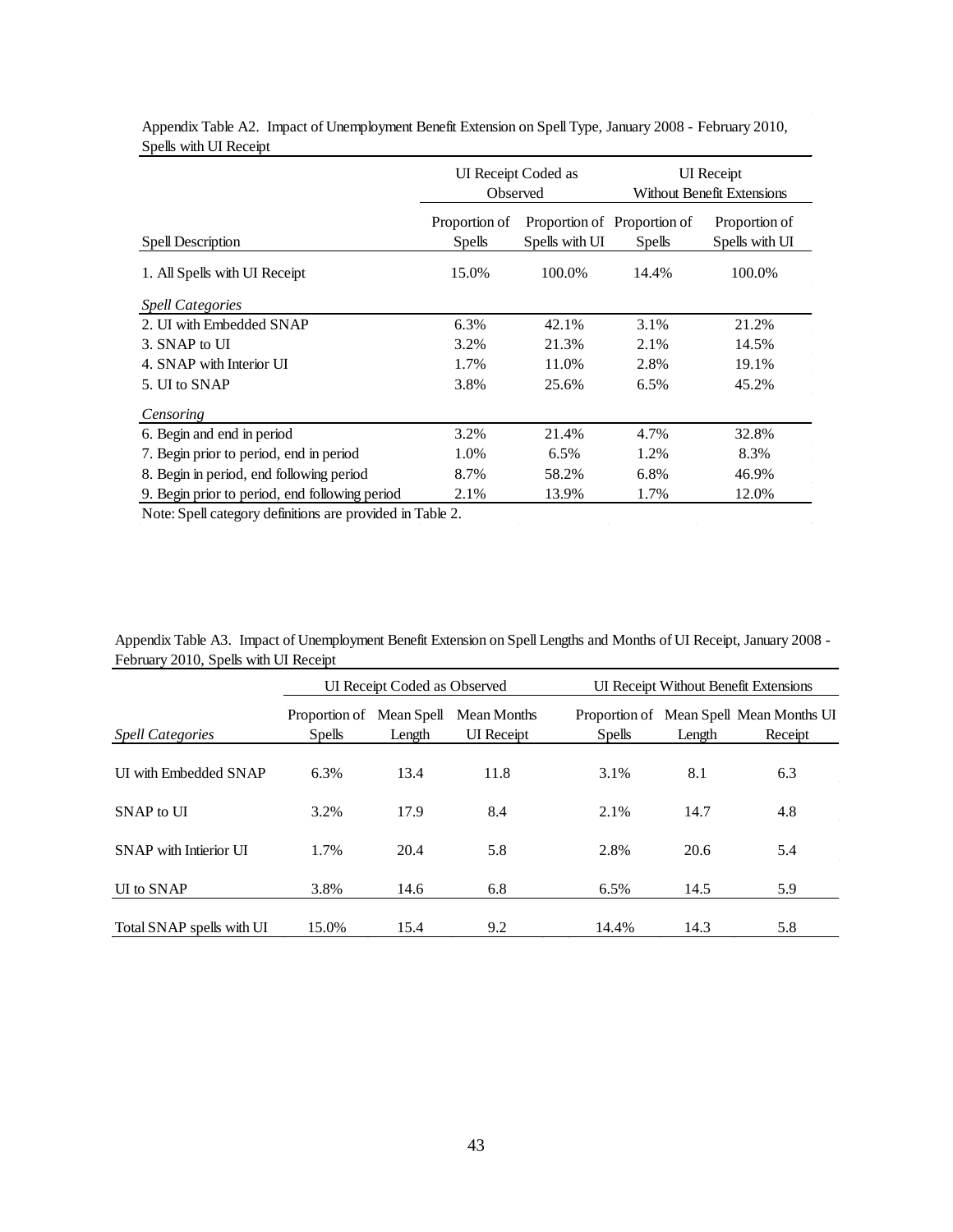Appendix Table A2. Impact of Unemployment Benefit Extension on Spell Type, January 2008 - February 2010, Spells with UI Receipt

| | UI Receipt Coded as Observed | | UI Receipt Without Benefit Extensions | |
|---|---|---|---|---|
| Spell Description | Proportion of Spells | Proportion of Spells with UI | Proportion of Spells | Proportion of Spells with UI |
| 1. All Spells with UI Receipt | 15.0% | 100.0% | 14.4% | 100.0% |
| *Spell Categories* | | | | |
| 2. UI with Embedded SNAP | 6.3% | 42.1% | 3.1% | 21.2% |
| 3. SNAP to UI | 3.2% | 21.3% | 2.1% | 14.5% |
| 4. SNAP with Interior UI | 1.7% | 11.0% | 2.8% | 19.1% |
| 5. UI to SNAP | 3.8% | 25.6% | 6.5% | 45.2% |
| *Censoring* | | | | |
| 6. Begin and end in period | 3.2% | 21.4% | 4.7% | 32.8% |
| 7. Begin prior to period, end in period | 1.0% | 6.5% | 1.2% | 8.3% |
| 8. Begin in period, end following period | 8.7% | 58.2% | 6.8% | 46.9% |
| 9. Begin prior to period, end following period | 2.1% | 13.9% | 1.7% | 12.0% |

Note: Spell category definitions are provided in Table 2.

Appendix Table A3. Impact of Unemployment Benefit Extension on Spell Lengths and Months of UI Receipt, January 2008 - February 2010, Spells with UI Receipt

| | UI Receipt Coded as Observed | | | UI Receipt Without Benefit Extensions | | |
|---|---|---|---|---|---|---|
| *Spell Categories* | Proportion of Spells | Mean Spell Length | Mean Months UI Receipt | Proportion of Spells | Mean Spell Length | Mean Months UI Receipt |
| UI with Embedded SNAP | 6.3% | 13.4 | 11.8 | 3.1% | 8.1 | 6.3 |
| SNAP to UI | 3.2% | 17.9 | 8.4 | 2.1% | 14.7 | 4.8 |
| SNAP with Intierior UI | 1.7% | 20.4 | 5.8 | 2.8% | 20.6 | 5.4 |
| UI to SNAP | 3.8% | 14.6 | 6.8 | 6.5% | 14.5 | 5.9 |
| Total SNAP spells with UI | 15.0% | 15.4 | 9.2 | 14.4% | 14.3 | 5.8 |